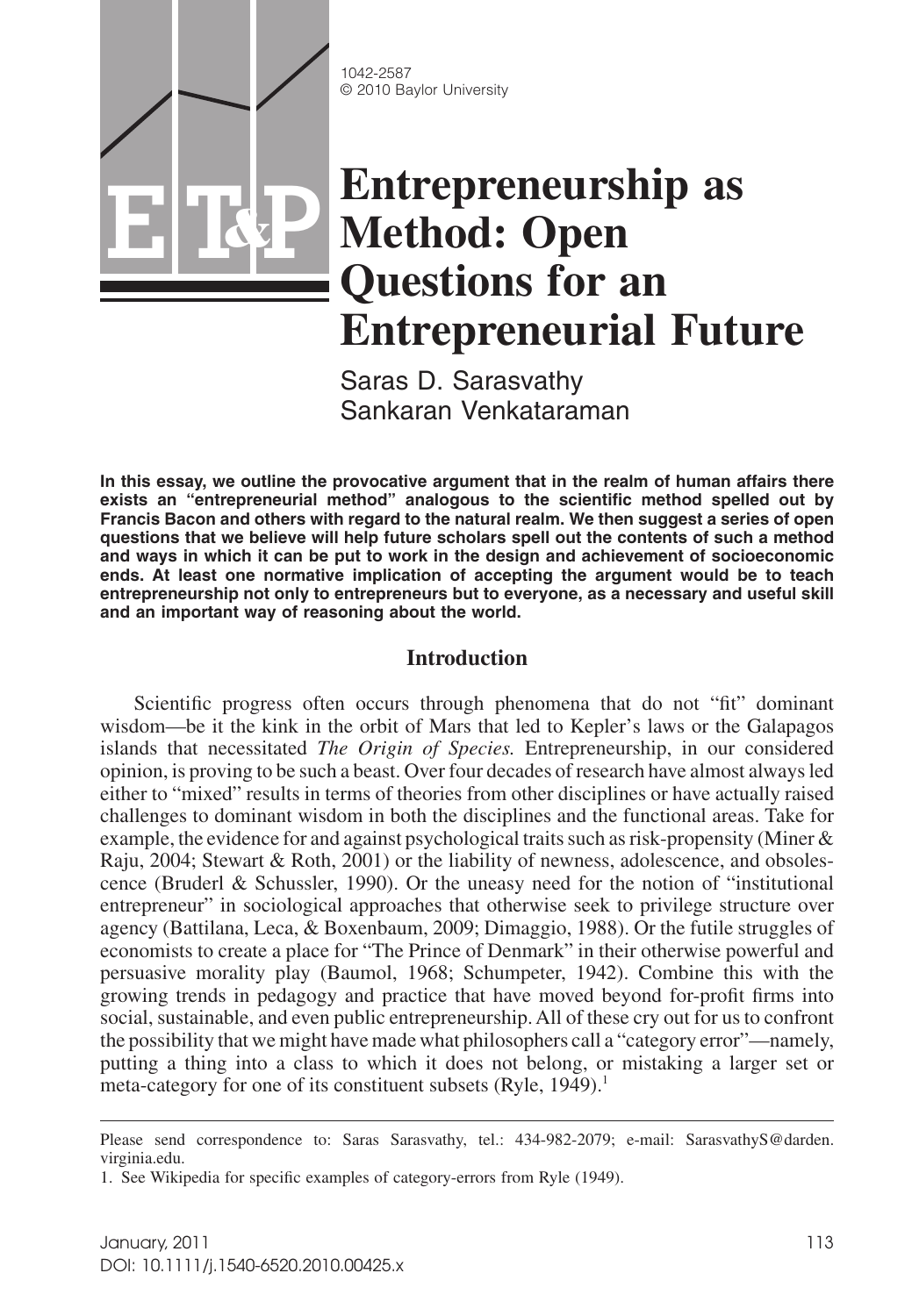1042-2587
© 2010 Baylor University

# Entrepreneurship as Method: Open Questions for an Entrepreneurial Future

Saras D. Sarasvathy
Sankaran Venkataraman

**In this essay, we outline the provocative argument that in the realm of human affairs there exists an "entrepreneurial method" analogous to the scientific method spelled out by Francis Bacon and others with regard to the natural realm. We then suggest a series of open questions that we believe will help future scholars spell out the contents of such a method and ways in which it can be put to work in the design and achievement of socioeconomic ends. At least one normative implication of accepting the argument would be to teach entrepreneurship not only to entrepreneurs but to everyone, as a necessary and useful skill and an important way of reasoning about the world.**

## Introduction

Scientific progress often occurs through phenomena that do not "fit" dominant wisdom—be it the kink in the orbit of Mars that led to Kepler's laws or the Galapagos islands that necessitated *The Origin of Species.* Entrepreneurship, in our considered opinion, is proving to be such a beast. Over four decades of research have almost always led either to "mixed" results in terms of theories from other disciplines or have actually raised challenges to dominant wisdom in both the disciplines and the functional areas. Take for example, the evidence for and against psychological traits such as risk-propensity (Miner & Raju, 2004; Stewart & Roth, 2001) or the liability of newness, adolescence, and obsolescence (Bruderl & Schussler, 1990). Or the uneasy need for the notion of "institutional entrepreneur" in sociological approaches that otherwise seek to privilege structure over agency (Battilana, Leca, & Boxenbaum, 2009; Dimaggio, 1988). Or the futile struggles of economists to create a place for "The Prince of Denmark" in their otherwise powerful and persuasive morality play (Baumol, 1968; Schumpeter, 1942). Combine this with the growing trends in pedagogy and practice that have moved beyond for-profit firms into social, sustainable, and even public entrepreneurship. All of these cry out for us to confront the possibility that we might have made what philosophers call a "category error"—namely, putting a thing into a class to which it does not belong, or mistaking a larger set or meta-category for one of its constituent subsets (Ryle, 1949).[1]

---

Please send correspondence to: Saras Sarasvathy, tel.: 434-982-2079; e-mail: SarasvathyS@darden.virginia.edu.

1. See Wikipedia for specific examples of category-errors from Ryle (1949).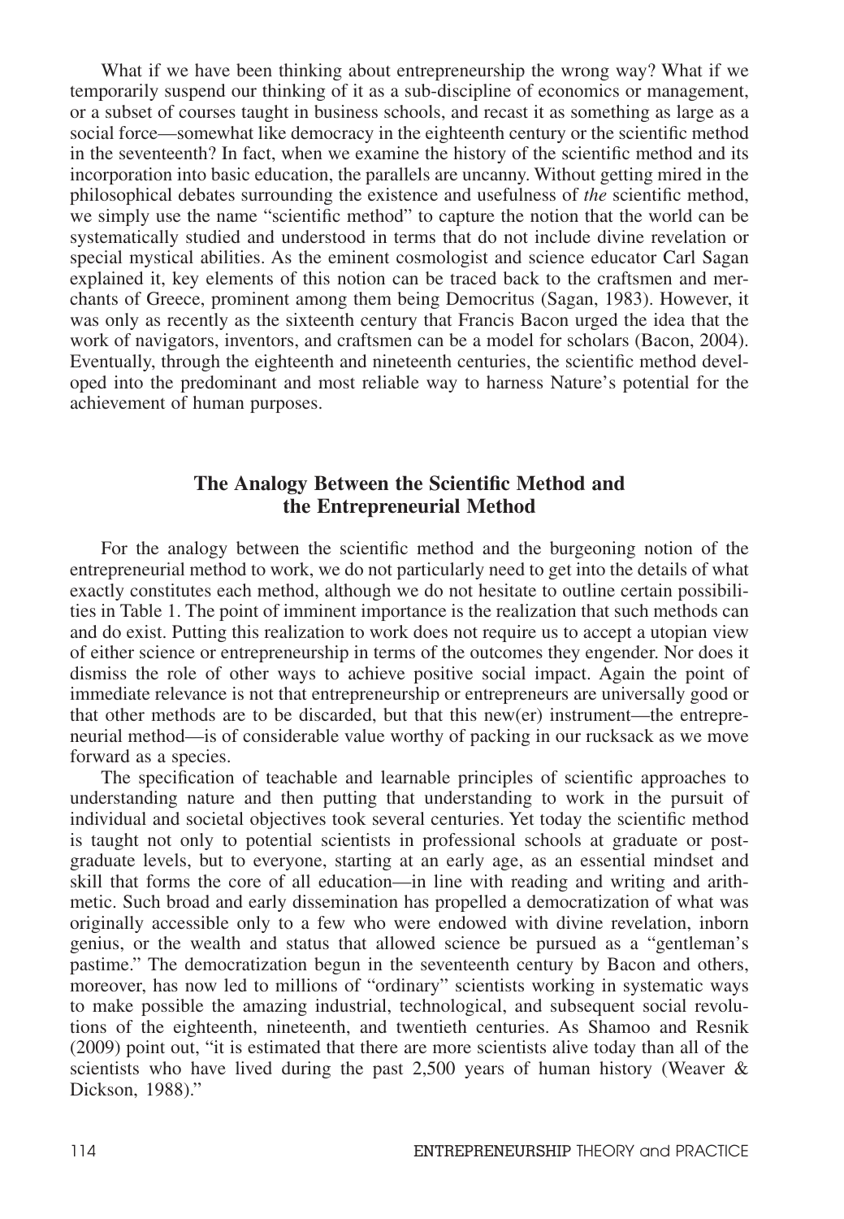What if we have been thinking about entrepreneurship the wrong way? What if we temporarily suspend our thinking of it as a sub-discipline of economics or management, or a subset of courses taught in business schools, and recast it as something as large as a social force—somewhat like democracy in the eighteenth century or the scientific method in the seventeenth? In fact, when we examine the history of the scientific method and its incorporation into basic education, the parallels are uncanny. Without getting mired in the philosophical debates surrounding the existence and usefulness of *the* scientific method, we simply use the name "scientific method" to capture the notion that the world can be systematically studied and understood in terms that do not include divine revelation or special mystical abilities. As the eminent cosmologist and science educator Carl Sagan explained it, key elements of this notion can be traced back to the craftsmen and merchants of Greece, prominent among them being Democritus (Sagan, 1983). However, it was only as recently as the sixteenth century that Francis Bacon urged the idea that the work of navigators, inventors, and craftsmen can be a model for scholars (Bacon, 2004). Eventually, through the eighteenth and nineteenth centuries, the scientific method developed into the predominant and most reliable way to harness Nature's potential for the achievement of human purposes.

## The Analogy Between the Scientific Method and the Entrepreneurial Method

For the analogy between the scientific method and the burgeoning notion of the entrepreneurial method to work, we do not particularly need to get into the details of what exactly constitutes each method, although we do not hesitate to outline certain possibilities in Table 1. The point of imminent importance is the realization that such methods can and do exist. Putting this realization to work does not require us to accept a utopian view of either science or entrepreneurship in terms of the outcomes they engender. Nor does it dismiss the role of other ways to achieve positive social impact. Again the point of immediate relevance is not that entrepreneurship or entrepreneurs are universally good or that other methods are to be discarded, but that this new(er) instrument—the entrepreneurial method—is of considerable value worthy of packing in our rucksack as we move forward as a species.

The specification of teachable and learnable principles of scientific approaches to understanding nature and then putting that understanding to work in the pursuit of individual and societal objectives took several centuries. Yet today the scientific method is taught not only to potential scientists in professional schools at graduate or post-graduate levels, but to everyone, starting at an early age, as an essential mindset and skill that forms the core of all education—in line with reading and writing and arithmetic. Such broad and early dissemination has propelled a democratization of what was originally accessible only to a few who were endowed with divine revelation, inborn genius, or the wealth and status that allowed science be pursued as a "gentleman's pastime." The democratization begun in the seventeenth century by Bacon and others, moreover, has now led to millions of "ordinary" scientists working in systematic ways to make possible the amazing industrial, technological, and subsequent social revolutions of the eighteenth, nineteenth, and twentieth centuries. As Shamoo and Resnik (2009) point out, "it is estimated that there are more scientists alive today than all of the scientists who have lived during the past 2,500 years of human history (Weaver & Dickson, 1988)."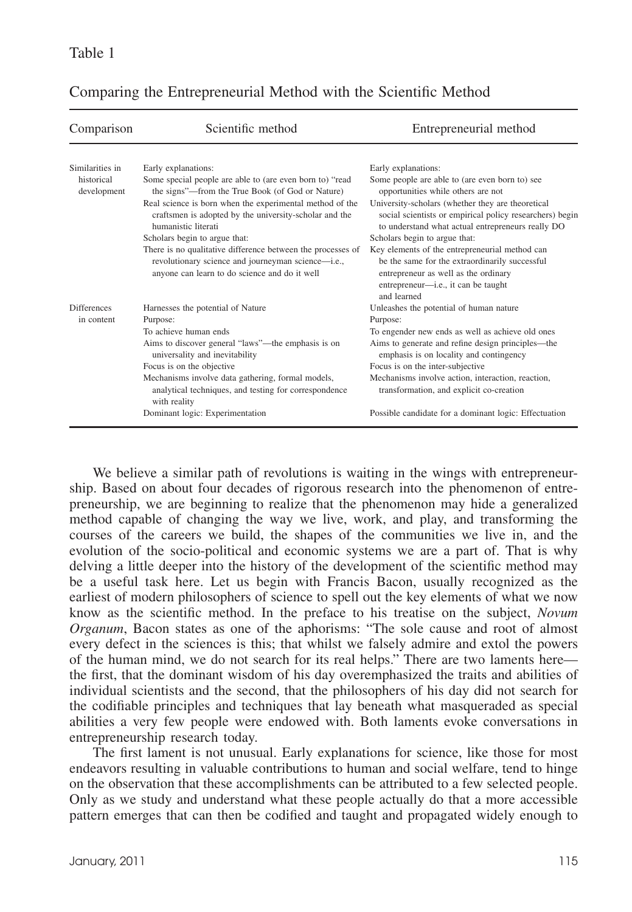Table 1

Comparing the Entrepreneurial Method with the Scientific Method

| Comparison | Scientific method | Entrepreneurial method |
|---|---|---|
| Similarities in historical development | Early explanations: | Early explanations: |
| | Some special people are able to (are even born to) "read the signs"—from the True Book (of God or Nature) | Some people are able to (are even born to) see opportunities while others are not |
| | Real science is born when the experimental method of the craftsmen is adopted by the university-scholar and the humanistic literati | University-scholars (whether they are theoretical social scientists or empirical policy researchers) begin to understand what actual entrepreneurs really DO |
| | Scholars begin to argue that: | Scholars begin to argue that: |
| | There is no qualitative difference between the processes of revolutionary science and journeyman science—i.e., anyone can learn to do science and do it well | Key elements of the entrepreneurial method can be the same for the extraordinarily successful entrepreneur as well as the ordinary entrepreneur—i.e., it can be taught and learned |
| Differences in content | Harnesses the potential of Nature | Unleashes the potential of human nature |
| | Purpose: | Purpose: |
| | To achieve human ends | To engender new ends as well as achieve old ones |
| | Aims to discover general "laws"—the emphasis is on universality and inevitability | Aims to generate and refine design principles—the emphasis is on locality and contingency |
| | Focus is on the objective | Focus is on the inter-subjective |
| | Mechanisms involve data gathering, formal models, analytical techniques, and testing for correspondence with reality | Mechanisms involve action, interaction, reaction, transformation, and explicit co-creation |
| | Dominant logic: Experimentation | Possible candidate for a dominant logic: Effectuation |

We believe a similar path of revolutions is waiting in the wings with entrepreneurship. Based on about four decades of rigorous research into the phenomenon of entrepreneurship, we are beginning to realize that the phenomenon may hide a generalized method capable of changing the way we live, work, and play, and transforming the courses of the careers we build, the shapes of the communities we live in, and the evolution of the socio-political and economic systems we are a part of. That is why delving a little deeper into the history of the development of the scientific method may be a useful task here. Let us begin with Francis Bacon, usually recognized as the earliest of modern philosophers of science to spell out the key elements of what we now know as the scientific method. In the preface to his treatise on the subject, *Novum Organum*, Bacon states as one of the aphorisms: "The sole cause and root of almost every defect in the sciences is this; that whilst we falsely admire and extol the powers of the human mind, we do not search for its real helps." There are two laments here—the first, that the dominant wisdom of his day overemphasized the traits and abilities of individual scientists and the second, that the philosophers of his day did not search for the codifiable principles and techniques that lay beneath what masqueraded as special abilities a very few people were endowed with. Both laments evoke conversations in entrepreneurship research today.

The first lament is not unusual. Early explanations for science, like those for most endeavors resulting in valuable contributions to human and social welfare, tend to hinge on the observation that these accomplishments can be attributed to a few selected people. Only as we study and understand what these people actually do that a more accessible pattern emerges that can then be codified and taught and propagated widely enough to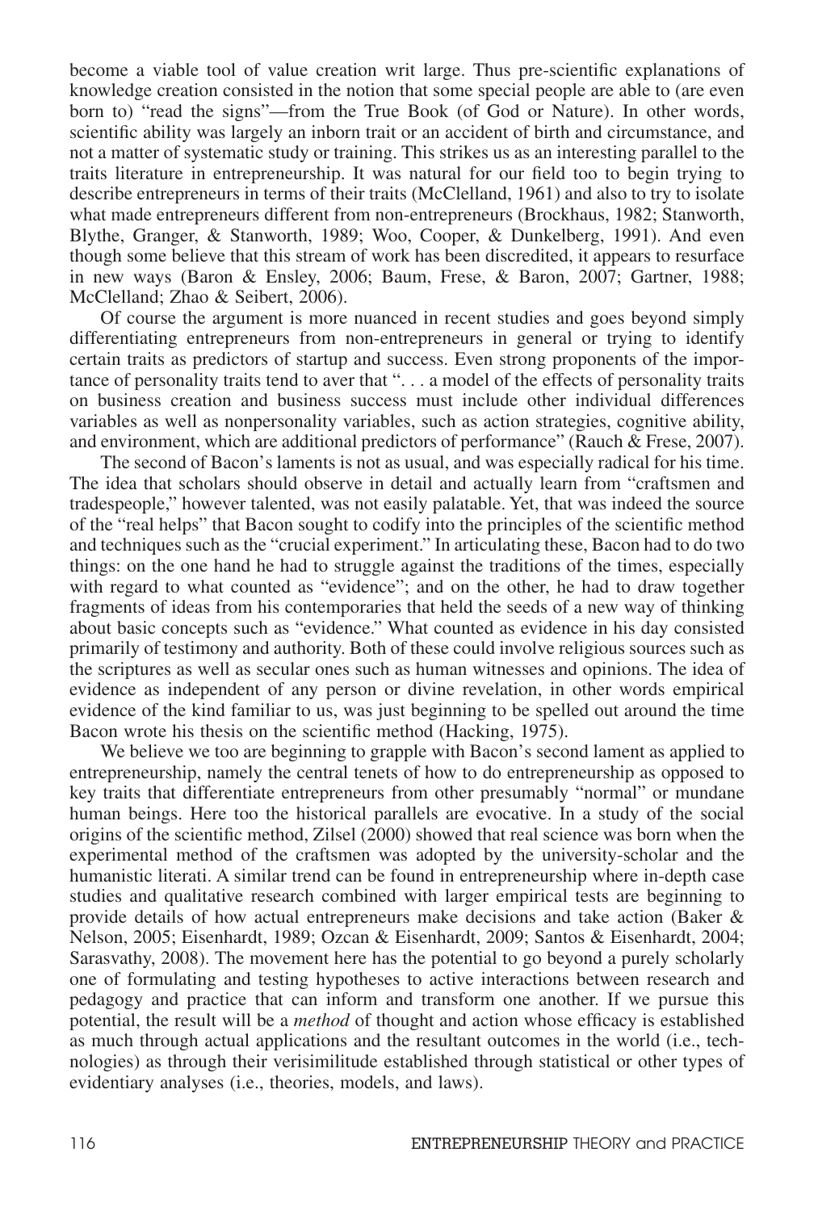become a viable tool of value creation writ large. Thus pre-scientific explanations of knowledge creation consisted in the notion that some special people are able to (are even born to) "read the signs"—from the True Book (of God or Nature). In other words, scientific ability was largely an inborn trait or an accident of birth and circumstance, and not a matter of systematic study or training. This strikes us as an interesting parallel to the traits literature in entrepreneurship. It was natural for our field too to begin trying to describe entrepreneurs in terms of their traits (McClelland, 1961) and also to try to isolate what made entrepreneurs different from non-entrepreneurs (Brockhaus, 1982; Stanworth, Blythe, Granger, & Stanworth, 1989; Woo, Cooper, & Dunkelberg, 1991). And even though some believe that this stream of work has been discredited, it appears to resurface in new ways (Baron & Ensley, 2006; Baum, Frese, & Baron, 2007; Gartner, 1988; McClelland; Zhao & Seibert, 2006).

Of course the argument is more nuanced in recent studies and goes beyond simply differentiating entrepreneurs from non-entrepreneurs in general or trying to identify certain traits as predictors of startup and success. Even strong proponents of the importance of personality traits tend to aver that ". . . a model of the effects of personality traits on business creation and business success must include other individual differences variables as well as nonpersonality variables, such as action strategies, cognitive ability, and environment, which are additional predictors of performance" (Rauch & Frese, 2007).

The second of Bacon's laments is not as usual, and was especially radical for his time. The idea that scholars should observe in detail and actually learn from "craftsmen and tradespeople," however talented, was not easily palatable. Yet, that was indeed the source of the "real helps" that Bacon sought to codify into the principles of the scientific method and techniques such as the "crucial experiment." In articulating these, Bacon had to do two things: on the one hand he had to struggle against the traditions of the times, especially with regard to what counted as "evidence"; and on the other, he had to draw together fragments of ideas from his contemporaries that held the seeds of a new way of thinking about basic concepts such as "evidence." What counted as evidence in his day consisted primarily of testimony and authority. Both of these could involve religious sources such as the scriptures as well as secular ones such as human witnesses and opinions. The idea of evidence as independent of any person or divine revelation, in other words empirical evidence of the kind familiar to us, was just beginning to be spelled out around the time Bacon wrote his thesis on the scientific method (Hacking, 1975).

We believe we too are beginning to grapple with Bacon's second lament as applied to entrepreneurship, namely the central tenets of how to do entrepreneurship as opposed to key traits that differentiate entrepreneurs from other presumably "normal" or mundane human beings. Here too the historical parallels are evocative. In a study of the social origins of the scientific method, Zilsel (2000) showed that real science was born when the experimental method of the craftsmen was adopted by the university-scholar and the humanistic literati. A similar trend can be found in entrepreneurship where in-depth case studies and qualitative research combined with larger empirical tests are beginning to provide details of how actual entrepreneurs make decisions and take action (Baker & Nelson, 2005; Eisenhardt, 1989; Ozcan & Eisenhardt, 2009; Santos & Eisenhardt, 2004; Sarasvathy, 2008). The movement here has the potential to go beyond a purely scholarly one of formulating and testing hypotheses to active interactions between research and pedagogy and practice that can inform and transform one another. If we pursue this potential, the result will be a *method* of thought and action whose efficacy is established as much through actual applications and the resultant outcomes in the world (i.e., technologies) as through their verisimilitude established through statistical or other types of evidentiary analyses (i.e., theories, models, and laws).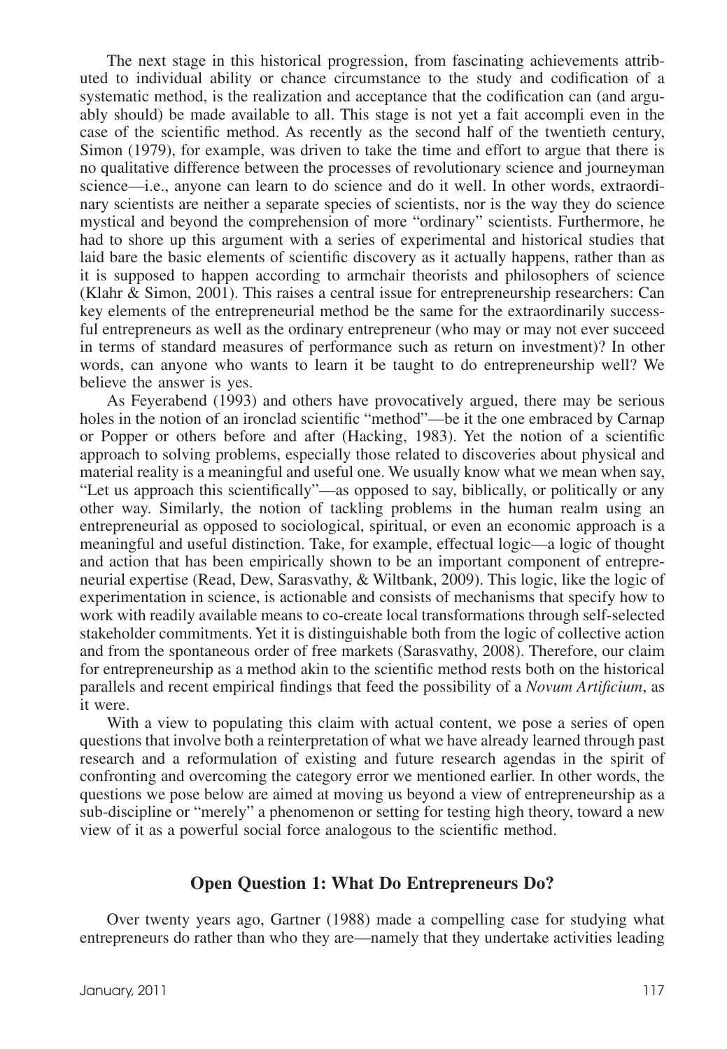The next stage in this historical progression, from fascinating achievements attributed to individual ability or chance circumstance to the study and codification of a systematic method, is the realization and acceptance that the codification can (and arguably should) be made available to all. This stage is not yet a fait accompli even in the case of the scientific method. As recently as the second half of the twentieth century, Simon (1979), for example, was driven to take the time and effort to argue that there is no qualitative difference between the processes of revolutionary science and journeyman science—i.e., anyone can learn to do science and do it well. In other words, extraordinary scientists are neither a separate species of scientists, nor is the way they do science mystical and beyond the comprehension of more "ordinary" scientists. Furthermore, he had to shore up this argument with a series of experimental and historical studies that laid bare the basic elements of scientific discovery as it actually happens, rather than as it is supposed to happen according to armchair theorists and philosophers of science (Klahr & Simon, 2001). This raises a central issue for entrepreneurship researchers: Can key elements of the entrepreneurial method be the same for the extraordinarily successful entrepreneurs as well as the ordinary entrepreneur (who may or may not ever succeed in terms of standard measures of performance such as return on investment)? In other words, can anyone who wants to learn it be taught to do entrepreneurship well? We believe the answer is yes.

As Feyerabend (1993) and others have provocatively argued, there may be serious holes in the notion of an ironclad scientific "method"—be it the one embraced by Carnap or Popper or others before and after (Hacking, 1983). Yet the notion of a scientific approach to solving problems, especially those related to discoveries about physical and material reality is a meaningful and useful one. We usually know what we mean when say, "Let us approach this scientifically"—as opposed to say, biblically, or politically or any other way. Similarly, the notion of tackling problems in the human realm using an entrepreneurial as opposed to sociological, spiritual, or even an economic approach is a meaningful and useful distinction. Take, for example, effectual logic—a logic of thought and action that has been empirically shown to be an important component of entrepreneurial expertise (Read, Dew, Sarasvathy, & Wiltbank, 2009). This logic, like the logic of experimentation in science, is actionable and consists of mechanisms that specify how to work with readily available means to co-create local transformations through self-selected stakeholder commitments. Yet it is distinguishable both from the logic of collective action and from the spontaneous order of free markets (Sarasvathy, 2008). Therefore, our claim for entrepreneurship as a method akin to the scientific method rests both on the historical parallels and recent empirical findings that feed the possibility of a *Novum Artificium*, as it were.

With a view to populating this claim with actual content, we pose a series of open questions that involve both a reinterpretation of what we have already learned through past research and a reformulation of existing and future research agendas in the spirit of confronting and overcoming the category error we mentioned earlier. In other words, the questions we pose below are aimed at moving us beyond a view of entrepreneurship as a sub-discipline or "merely" a phenomenon or setting for testing high theory, toward a new view of it as a powerful social force analogous to the scientific method.

## Open Question 1: What Do Entrepreneurs Do?

Over twenty years ago, Gartner (1988) made a compelling case for studying what entrepreneurs do rather than who they are—namely that they undertake activities leading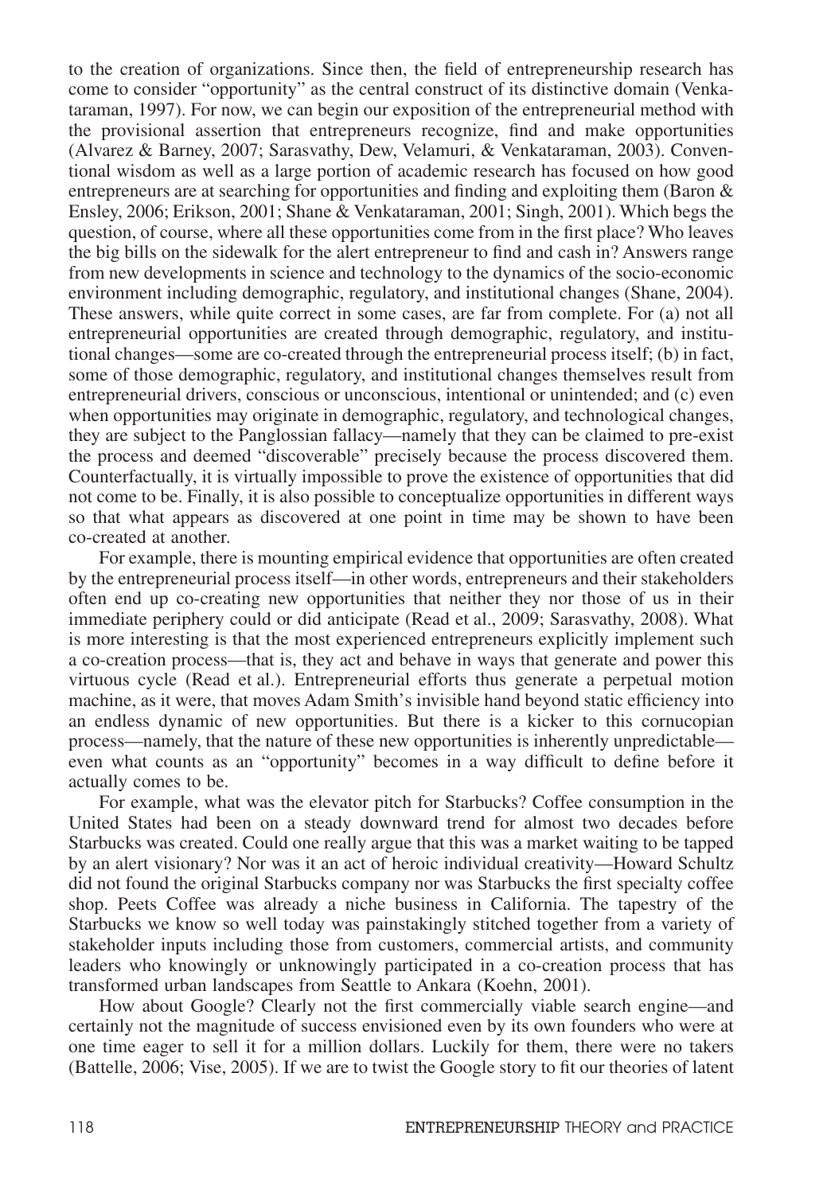to the creation of organizations. Since then, the field of entrepreneurship research has come to consider "opportunity" as the central construct of its distinctive domain (Venkataraman, 1997). For now, we can begin our exposition of the entrepreneurial method with the provisional assertion that entrepreneurs recognize, find and make opportunities (Alvarez & Barney, 2007; Sarasvathy, Dew, Velamuri, & Venkataraman, 2003). Conventional wisdom as well as a large portion of academic research has focused on how good entrepreneurs are at searching for opportunities and finding and exploiting them (Baron & Ensley, 2006; Erikson, 2001; Shane & Venkataraman, 2001; Singh, 2001). Which begs the question, of course, where all these opportunities come from in the first place? Who leaves the big bills on the sidewalk for the alert entrepreneur to find and cash in? Answers range from new developments in science and technology to the dynamics of the socio-economic environment including demographic, regulatory, and institutional changes (Shane, 2004). These answers, while quite correct in some cases, are far from complete. For (a) not all entrepreneurial opportunities are created through demographic, regulatory, and institutional changes—some are co-created through the entrepreneurial process itself; (b) in fact, some of those demographic, regulatory, and institutional changes themselves result from entrepreneurial drivers, conscious or unconscious, intentional or unintended; and (c) even when opportunities may originate in demographic, regulatory, and technological changes, they are subject to the Panglossian fallacy—namely that they can be claimed to pre-exist the process and deemed "discoverable" precisely because the process discovered them. Counterfactually, it is virtually impossible to prove the existence of opportunities that did not come to be. Finally, it is also possible to conceptualize opportunities in different ways so that what appears as discovered at one point in time may be shown to have been co-created at another.

For example, there is mounting empirical evidence that opportunities are often created by the entrepreneurial process itself—in other words, entrepreneurs and their stakeholders often end up co-creating new opportunities that neither they nor those of us in their immediate periphery could or did anticipate (Read et al., 2009; Sarasvathy, 2008). What is more interesting is that the most experienced entrepreneurs explicitly implement such a co-creation process—that is, they act and behave in ways that generate and power this virtuous cycle (Read et al.). Entrepreneurial efforts thus generate a perpetual motion machine, as it were, that moves Adam Smith's invisible hand beyond static efficiency into an endless dynamic of new opportunities. But there is a kicker to this cornucopian process—namely, that the nature of these new opportunities is inherently unpredictable—even what counts as an "opportunity" becomes in a way difficult to define before it actually comes to be.

For example, what was the elevator pitch for Starbucks? Coffee consumption in the United States had been on a steady downward trend for almost two decades before Starbucks was created. Could one really argue that this was a market waiting to be tapped by an alert visionary? Nor was it an act of heroic individual creativity—Howard Schultz did not found the original Starbucks company nor was Starbucks the first specialty coffee shop. Peets Coffee was already a niche business in California. The tapestry of the Starbucks we know so well today was painstakingly stitched together from a variety of stakeholder inputs including those from customers, commercial artists, and community leaders who knowingly or unknowingly participated in a co-creation process that has transformed urban landscapes from Seattle to Ankara (Koehn, 2001).

How about Google? Clearly not the first commercially viable search engine—and certainly not the magnitude of success envisioned even by its own founders who were at one time eager to sell it for a million dollars. Luckily for them, there were no takers (Battelle, 2006; Vise, 2005). If we are to twist the Google story to fit our theories of latent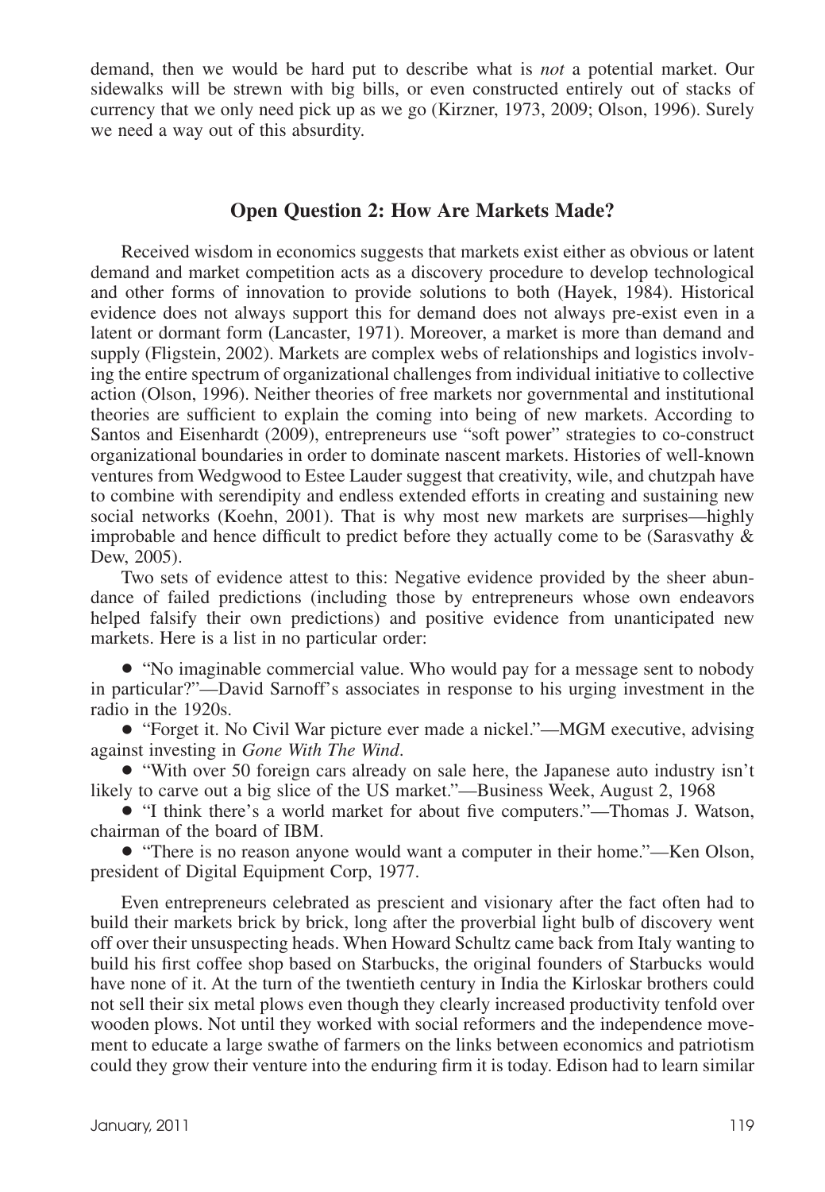demand, then we would be hard put to describe what is *not* a potential market. Our sidewalks will be strewn with big bills, or even constructed entirely out of stacks of currency that we only need pick up as we go (Kirzner, 1973, 2009; Olson, 1996). Surely we need a way out of this absurdity.

## Open Question 2: How Are Markets Made?

Received wisdom in economics suggests that markets exist either as obvious or latent demand and market competition acts as a discovery procedure to develop technological and other forms of innovation to provide solutions to both (Hayek, 1984). Historical evidence does not always support this for demand does not always pre-exist even in a latent or dormant form (Lancaster, 1971). Moreover, a market is more than demand and supply (Fligstein, 2002). Markets are complex webs of relationships and logistics involving the entire spectrum of organizational challenges from individual initiative to collective action (Olson, 1996). Neither theories of free markets nor governmental and institutional theories are sufficient to explain the coming into being of new markets. According to Santos and Eisenhardt (2009), entrepreneurs use "soft power" strategies to co-construct organizational boundaries in order to dominate nascent markets. Histories of well-known ventures from Wedgwood to Estee Lauder suggest that creativity, wile, and chutzpah have to combine with serendipity and endless extended efforts in creating and sustaining new social networks (Koehn, 2001). That is why most new markets are surprises—highly improbable and hence difficult to predict before they actually come to be (Sarasvathy & Dew, 2005).

Two sets of evidence attest to this: Negative evidence provided by the sheer abundance of failed predictions (including those by entrepreneurs whose own endeavors helped falsify their own predictions) and positive evidence from unanticipated new markets. Here is a list in no particular order:

- "No imaginable commercial value. Who would pay for a message sent to nobody in particular?"—David Sarnoff's associates in response to his urging investment in the radio in the 1920s.
- "Forget it. No Civil War picture ever made a nickel."—MGM executive, advising against investing in *Gone With The Wind*.
- "With over 50 foreign cars already on sale here, the Japanese auto industry isn't likely to carve out a big slice of the US market."—Business Week, August 2, 1968
- "I think there's a world market for about five computers."—Thomas J. Watson, chairman of the board of IBM.
- "There is no reason anyone would want a computer in their home."—Ken Olson, president of Digital Equipment Corp, 1977.

Even entrepreneurs celebrated as prescient and visionary after the fact often had to build their markets brick by brick, long after the proverbial light bulb of discovery went off over their unsuspecting heads. When Howard Schultz came back from Italy wanting to build his first coffee shop based on Starbucks, the original founders of Starbucks would have none of it. At the turn of the twentieth century in India the Kirloskar brothers could not sell their six metal plows even though they clearly increased productivity tenfold over wooden plows. Not until they worked with social reformers and the independence movement to educate a large swathe of farmers on the links between economics and patriotism could they grow their venture into the enduring firm it is today. Edison had to learn similar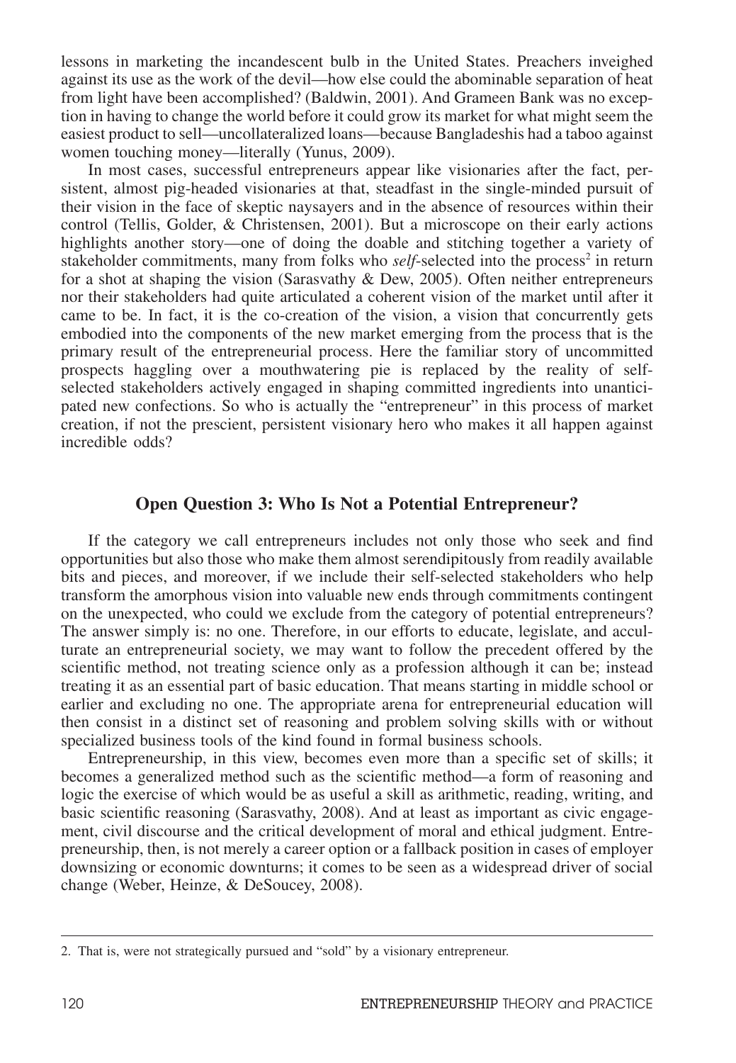lessons in marketing the incandescent bulb in the United States. Preachers inveighed against its use as the work of the devil—how else could the abominable separation of heat from light have been accomplished? (Baldwin, 2001). And Grameen Bank was no exception in having to change the world before it could grow its market for what might seem the easiest product to sell—uncollateralized loans—because Bangladeshis had a taboo against women touching money—literally (Yunus, 2009).

In most cases, successful entrepreneurs appear like visionaries after the fact, persistent, almost pig-headed visionaries at that, steadfast in the single-minded pursuit of their vision in the face of skeptic naysayers and in the absence of resources within their control (Tellis, Golder, & Christensen, 2001). But a microscope on their early actions highlights another story—one of doing the doable and stitching together a variety of stakeholder commitments, many from folks who *self*-selected into the process[2] in return for a shot at shaping the vision (Sarasvathy & Dew, 2005). Often neither entrepreneurs nor their stakeholders had quite articulated a coherent vision of the market until after it came to be. In fact, it is the co-creation of the vision, a vision that concurrently gets embodied into the components of the new market emerging from the process that is the primary result of the entrepreneurial process. Here the familiar story of uncommitted prospects haggling over a mouthwatering pie is replaced by the reality of self-selected stakeholders actively engaged in shaping committed ingredients into unanticipated new confections. So who is actually the "entrepreneur" in this process of market creation, if not the prescient, persistent visionary hero who makes it all happen against incredible odds?

## Open Question 3: Who Is Not a Potential Entrepreneur?

If the category we call entrepreneurs includes not only those who seek and find opportunities but also those who make them almost serendipitously from readily available bits and pieces, and moreover, if we include their self-selected stakeholders who help transform the amorphous vision into valuable new ends through commitments contingent on the unexpected, who could we exclude from the category of potential entrepreneurs? The answer simply is: no one. Therefore, in our efforts to educate, legislate, and acculturate an entrepreneurial society, we may want to follow the precedent offered by the scientific method, not treating science only as a profession although it can be; instead treating it as an essential part of basic education. That means starting in middle school or earlier and excluding no one. The appropriate arena for entrepreneurial education will then consist in a distinct set of reasoning and problem solving skills with or without specialized business tools of the kind found in formal business schools.

Entrepreneurship, in this view, becomes even more than a specific set of skills; it becomes a generalized method such as the scientific method—a form of reasoning and logic the exercise of which would be as useful a skill as arithmetic, reading, writing, and basic scientific reasoning (Sarasvathy, 2008). And at least as important as civic engagement, civil discourse and the critical development of moral and ethical judgment. Entrepreneurship, then, is not merely a career option or a fallback position in cases of employer downsizing or economic downturns; it comes to be seen as a widespread driver of social change (Weber, Heinze, & DeSoucey, 2008).

2. That is, were not strategically pursued and "sold" by a visionary entrepreneur.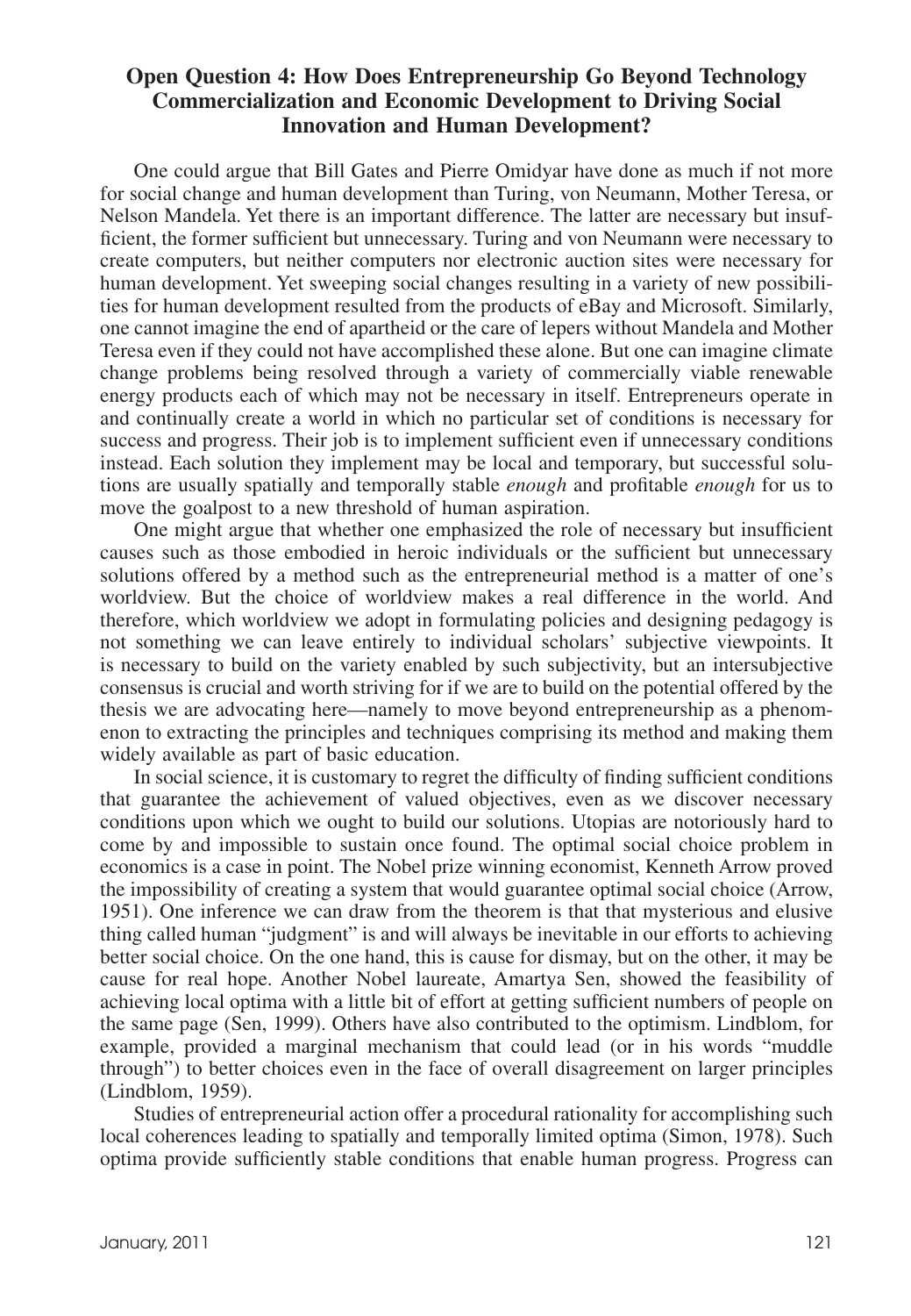### Open Question 4: How Does Entrepreneurship Go Beyond Technology Commercialization and Economic Development to Driving Social Innovation and Human Development?

One could argue that Bill Gates and Pierre Omidyar have done as much if not more for social change and human development than Turing, von Neumann, Mother Teresa, or Nelson Mandela. Yet there is an important difference. The latter are necessary but insufficient, the former sufficient but unnecessary. Turing and von Neumann were necessary to create computers, but neither computers nor electronic auction sites were necessary for human development. Yet sweeping social changes resulting in a variety of new possibilities for human development resulted from the products of eBay and Microsoft. Similarly, one cannot imagine the end of apartheid or the care of lepers without Mandela and Mother Teresa even if they could not have accomplished these alone. But one can imagine climate change problems being resolved through a variety of commercially viable renewable energy products each of which may not be necessary in itself. Entrepreneurs operate in and continually create a world in which no particular set of conditions is necessary for success and progress. Their job is to implement sufficient even if unnecessary conditions instead. Each solution they implement may be local and temporary, but successful solutions are usually spatially and temporally stable *enough* and profitable *enough* for us to move the goalpost to a new threshold of human aspiration.

One might argue that whether one emphasized the role of necessary but insufficient causes such as those embodied in heroic individuals or the sufficient but unnecessary solutions offered by a method such as the entrepreneurial method is a matter of one's worldview. But the choice of worldview makes a real difference in the world. And therefore, which worldview we adopt in formulating policies and designing pedagogy is not something we can leave entirely to individual scholars' subjective viewpoints. It is necessary to build on the variety enabled by such subjectivity, but an intersubjective consensus is crucial and worth striving for if we are to build on the potential offered by the thesis we are advocating here—namely to move beyond entrepreneurship as a phenomenon to extracting the principles and techniques comprising its method and making them widely available as part of basic education.

In social science, it is customary to regret the difficulty of finding sufficient conditions that guarantee the achievement of valued objectives, even as we discover necessary conditions upon which we ought to build our solutions. Utopias are notoriously hard to come by and impossible to sustain once found. The optimal social choice problem in economics is a case in point. The Nobel prize winning economist, Kenneth Arrow proved the impossibility of creating a system that would guarantee optimal social choice (Arrow, 1951). One inference we can draw from the theorem is that that mysterious and elusive thing called human "judgment" is and will always be inevitable in our efforts to achieving better social choice. On the one hand, this is cause for dismay, but on the other, it may be cause for real hope. Another Nobel laureate, Amartya Sen, showed the feasibility of achieving local optima with a little bit of effort at getting sufficient numbers of people on the same page (Sen, 1999). Others have also contributed to the optimism. Lindblom, for example, provided a marginal mechanism that could lead (or in his words "muddle through") to better choices even in the face of overall disagreement on larger principles (Lindblom, 1959).

Studies of entrepreneurial action offer a procedural rationality for accomplishing such local coherences leading to spatially and temporally limited optima (Simon, 1978). Such optima provide sufficiently stable conditions that enable human progress. Progress can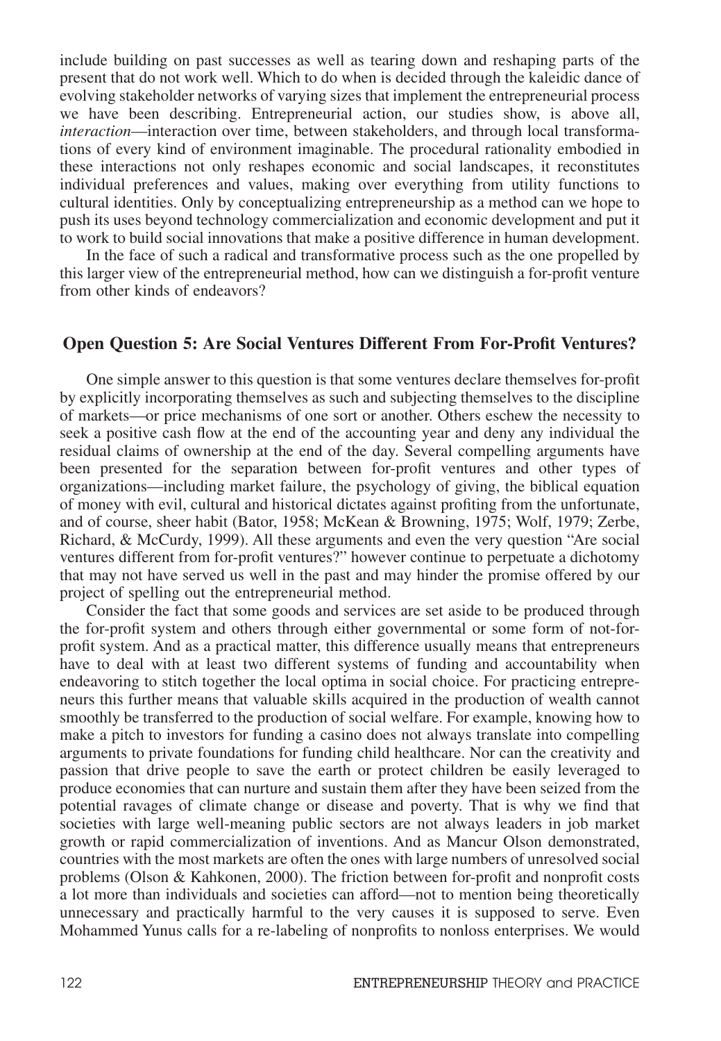include building on past successes as well as tearing down and reshaping parts of the present that do not work well. Which to do when is decided through the kaleidic dance of evolving stakeholder networks of varying sizes that implement the entrepreneurial process we have been describing. Entrepreneurial action, our studies show, is above all, *interaction*—interaction over time, between stakeholders, and through local transformations of every kind of environment imaginable. The procedural rationality embodied in these interactions not only reshapes economic and social landscapes, it reconstitutes individual preferences and values, making over everything from utility functions to cultural identities. Only by conceptualizing entrepreneurship as a method can we hope to push its uses beyond technology commercialization and economic development and put it to work to build social innovations that make a positive difference in human development.

In the face of such a radical and transformative process such as the one propelled by this larger view of the entrepreneurial method, how can we distinguish a for-profit venture from other kinds of endeavors?

## Open Question 5: Are Social Ventures Different From For-Profit Ventures?

One simple answer to this question is that some ventures declare themselves for-profit by explicitly incorporating themselves as such and subjecting themselves to the discipline of markets—or price mechanisms of one sort or another. Others eschew the necessity to seek a positive cash flow at the end of the accounting year and deny any individual the residual claims of ownership at the end of the day. Several compelling arguments have been presented for the separation between for-profit ventures and other types of organizations—including market failure, the psychology of giving, the biblical equation of money with evil, cultural and historical dictates against profiting from the unfortunate, and of course, sheer habit (Bator, 1958; McKean & Browning, 1975; Wolf, 1979; Zerbe, Richard, & McCurdy, 1999). All these arguments and even the very question "Are social ventures different from for-profit ventures?" however continue to perpetuate a dichotomy that may not have served us well in the past and may hinder the promise offered by our project of spelling out the entrepreneurial method.

Consider the fact that some goods and services are set aside to be produced through the for-profit system and others through either governmental or some form of not-for-profit system. And as a practical matter, this difference usually means that entrepreneurs have to deal with at least two different systems of funding and accountability when endeavoring to stitch together the local optima in social choice. For practicing entrepreneurs this further means that valuable skills acquired in the production of wealth cannot smoothly be transferred to the production of social welfare. For example, knowing how to make a pitch to investors for funding a casino does not always translate into compelling arguments to private foundations for funding child healthcare. Nor can the creativity and passion that drive people to save the earth or protect children be easily leveraged to produce economies that can nurture and sustain them after they have been seized from the potential ravages of climate change or disease and poverty. That is why we find that societies with large well-meaning public sectors are not always leaders in job market growth or rapid commercialization of inventions. And as Mancur Olson demonstrated, countries with the most markets are often the ones with large numbers of unresolved social problems (Olson & Kahkonen, 2000). The friction between for-profit and nonprofit costs a lot more than individuals and societies can afford—not to mention being theoretically unnecessary and practically harmful to the very causes it is supposed to serve. Even Mohammed Yunus calls for a re-labeling of nonprofits to nonloss enterprises. We would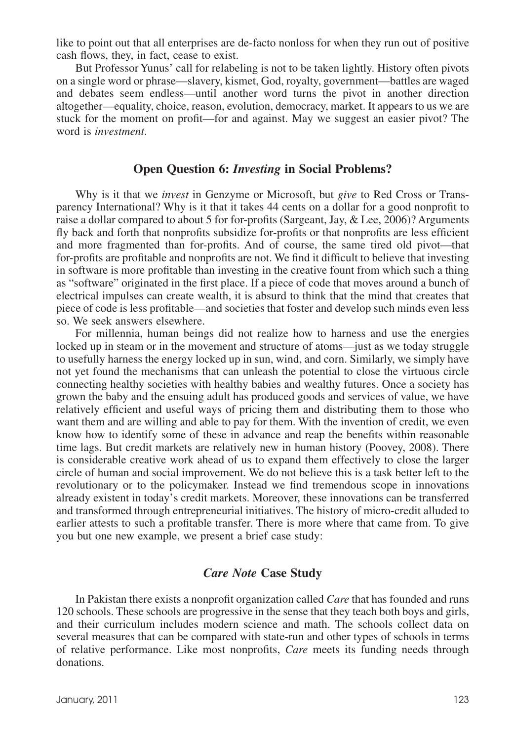like to point out that all enterprises are de-facto nonloss for when they run out of positive cash flows, they, in fact, cease to exist.

But Professor Yunus' call for relabeling is not to be taken lightly. History often pivots on a single word or phrase—slavery, kismet, God, royalty, government—battles are waged and debates seem endless—until another word turns the pivot in another direction altogether—equality, choice, reason, evolution, democracy, market. It appears to us we are stuck for the moment on profit—for and against. May we suggest an easier pivot? The word is *investment*.

## Open Question 6: *Investing* in Social Problems?

Why is it that we *invest* in Genzyme or Microsoft, but *give* to Red Cross or Transparency International? Why is it that it takes 44 cents on a dollar for a good nonprofit to raise a dollar compared to about 5 for for-profits (Sargeant, Jay, & Lee, 2006)? Arguments fly back and forth that nonprofits subsidize for-profits or that nonprofits are less efficient and more fragmented than for-profits. And of course, the same tired old pivot—that for-profits are profitable and nonprofits are not. We find it difficult to believe that investing in software is more profitable than investing in the creative fount from which such a thing as "software" originated in the first place. If a piece of code that moves around a bunch of electrical impulses can create wealth, it is absurd to think that the mind that creates that piece of code is less profitable—and societies that foster and develop such minds even less so. We seek answers elsewhere.

For millennia, human beings did not realize how to harness and use the energies locked up in steam or in the movement and structure of atoms—just as we today struggle to usefully harness the energy locked up in sun, wind, and corn. Similarly, we simply have not yet found the mechanisms that can unleash the potential to close the virtuous circle connecting healthy societies with healthy babies and wealthy futures. Once a society has grown the baby and the ensuing adult has produced goods and services of value, we have relatively efficient and useful ways of pricing them and distributing them to those who want them and are willing and able to pay for them. With the invention of credit, we even know how to identify some of these in advance and reap the benefits within reasonable time lags. But credit markets are relatively new in human history (Poovey, 2008). There is considerable creative work ahead of us to expand them effectively to close the larger circle of human and social improvement. We do not believe this is a task better left to the revolutionary or to the policymaker. Instead we find tremendous scope in innovations already existent in today's credit markets. Moreover, these innovations can be transferred and transformed through entrepreneurial initiatives. The history of micro-credit alluded to earlier attests to such a profitable transfer. There is more where that came from. To give you but one new example, we present a brief case study:

## *Care Note* Case Study

In Pakistan there exists a nonprofit organization called *Care* that has founded and runs 120 schools. These schools are progressive in the sense that they teach both boys and girls, and their curriculum includes modern science and math. The schools collect data on several measures that can be compared with state-run and other types of schools in terms of relative performance. Like most nonprofits, *Care* meets its funding needs through donations.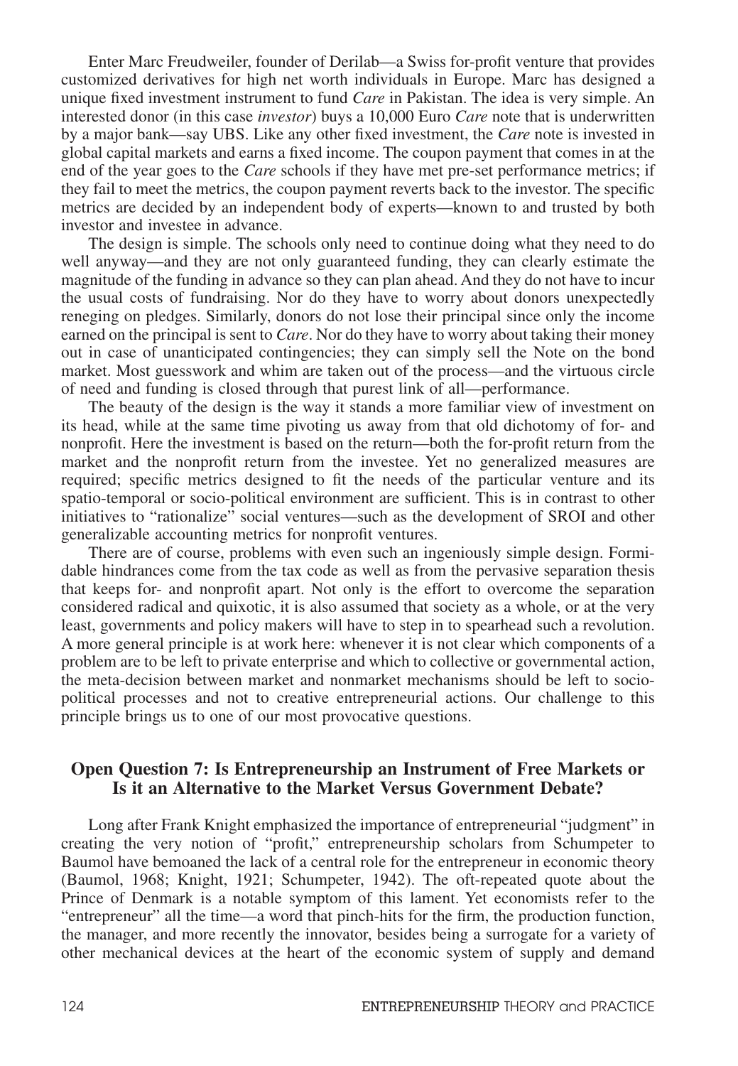Enter Marc Freudweiler, founder of Derilab—a Swiss for-profit venture that provides customized derivatives for high net worth individuals in Europe. Marc has designed a unique fixed investment instrument to fund *Care* in Pakistan. The idea is very simple. An interested donor (in this case *investor*) buys a 10,000 Euro *Care* note that is underwritten by a major bank—say UBS. Like any other fixed investment, the *Care* note is invested in global capital markets and earns a fixed income. The coupon payment that comes in at the end of the year goes to the *Care* schools if they have met pre-set performance metrics; if they fail to meet the metrics, the coupon payment reverts back to the investor. The specific metrics are decided by an independent body of experts—known to and trusted by both investor and investee in advance.

The design is simple. The schools only need to continue doing what they need to do well anyway—and they are not only guaranteed funding, they can clearly estimate the magnitude of the funding in advance so they can plan ahead. And they do not have to incur the usual costs of fundraising. Nor do they have to worry about donors unexpectedly reneging on pledges. Similarly, donors do not lose their principal since only the income earned on the principal is sent to *Care*. Nor do they have to worry about taking their money out in case of unanticipated contingencies; they can simply sell the Note on the bond market. Most guesswork and whim are taken out of the process—and the virtuous circle of need and funding is closed through that purest link of all—performance.

The beauty of the design is the way it stands a more familiar view of investment on its head, while at the same time pivoting us away from that old dichotomy of for- and nonprofit. Here the investment is based on the return—both the for-profit return from the market and the nonprofit return from the investee. Yet no generalized measures are required; specific metrics designed to fit the needs of the particular venture and its spatio-temporal or socio-political environment are sufficient. This is in contrast to other initiatives to "rationalize" social ventures—such as the development of SROI and other generalizable accounting metrics for nonprofit ventures.

There are of course, problems with even such an ingeniously simple design. Formidable hindrances come from the tax code as well as from the pervasive separation thesis that keeps for- and nonprofit apart. Not only is the effort to overcome the separation considered radical and quixotic, it is also assumed that society as a whole, or at the very least, governments and policy makers will have to step in to spearhead such a revolution. A more general principle is at work here: whenever it is not clear which components of a problem are to be left to private enterprise and which to collective or governmental action, the meta-decision between market and nonmarket mechanisms should be left to socio-political processes and not to creative entrepreneurial actions. Our challenge to this principle brings us to one of our most provocative questions.

## Open Question 7: Is Entrepreneurship an Instrument of Free Markets or Is it an Alternative to the Market Versus Government Debate?

Long after Frank Knight emphasized the importance of entrepreneurial "judgment" in creating the very notion of "profit," entrepreneurship scholars from Schumpeter to Baumol have bemoaned the lack of a central role for the entrepreneur in economic theory (Baumol, 1968; Knight, 1921; Schumpeter, 1942). The oft-repeated quote about the Prince of Denmark is a notable symptom of this lament. Yet economists refer to the "entrepreneur" all the time—a word that pinch-hits for the firm, the production function, the manager, and more recently the innovator, besides being a surrogate for a variety of other mechanical devices at the heart of the economic system of supply and demand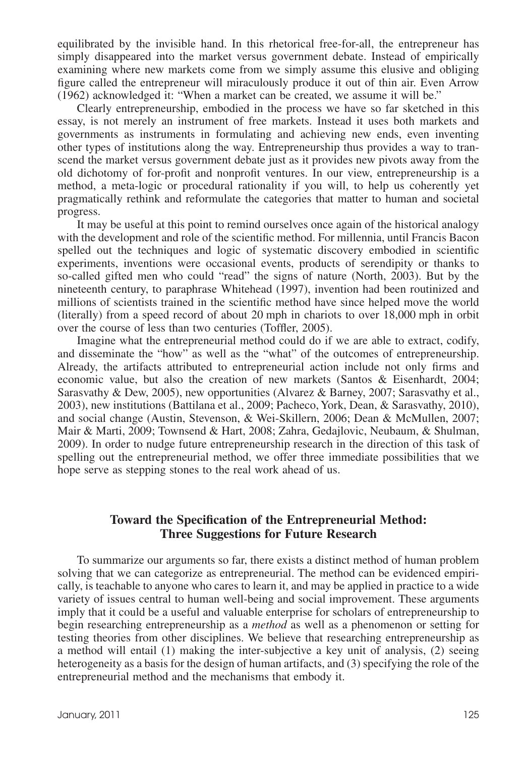equilibrated by the invisible hand. In this rhetorical free-for-all, the entrepreneur has simply disappeared into the market versus government debate. Instead of empirically examining where new markets come from we simply assume this elusive and obliging figure called the entrepreneur will miraculously produce it out of thin air. Even Arrow (1962) acknowledged it: "When a market can be created, we assume it will be."

Clearly entrepreneurship, embodied in the process we have so far sketched in this essay, is not merely an instrument of free markets. Instead it uses both markets and governments as instruments in formulating and achieving new ends, even inventing other types of institutions along the way. Entrepreneurship thus provides a way to transcend the market versus government debate just as it provides new pivots away from the old dichotomy of for-profit and nonprofit ventures. In our view, entrepreneurship is a method, a meta-logic or procedural rationality if you will, to help us coherently yet pragmatically rethink and reformulate the categories that matter to human and societal progress.

It may be useful at this point to remind ourselves once again of the historical analogy with the development and role of the scientific method. For millennia, until Francis Bacon spelled out the techniques and logic of systematic discovery embodied in scientific experiments, inventions were occasional events, products of serendipity or thanks to so-called gifted men who could "read" the signs of nature (North, 2003). But by the nineteenth century, to paraphrase Whitehead (1997), invention had been routinized and millions of scientists trained in the scientific method have since helped move the world (literally) from a speed record of about 20 mph in chariots to over 18,000 mph in orbit over the course of less than two centuries (Toffler, 2005).

Imagine what the entrepreneurial method could do if we are able to extract, codify, and disseminate the "how" as well as the "what" of the outcomes of entrepreneurship. Already, the artifacts attributed to entrepreneurial action include not only firms and economic value, but also the creation of new markets (Santos & Eisenhardt, 2004; Sarasvathy & Dew, 2005), new opportunities (Alvarez & Barney, 2007; Sarasvathy et al., 2003), new institutions (Battilana et al., 2009; Pacheco, York, Dean, & Sarasvathy, 2010), and social change (Austin, Stevenson, & Wei-Skillern, 2006; Dean & McMullen, 2007; Mair & Marti, 2009; Townsend & Hart, 2008; Zahra, Gedajlovic, Neubaum, & Shulman, 2009). In order to nudge future entrepreneurship research in the direction of this task of spelling out the entrepreneurial method, we offer three immediate possibilities that we hope serve as stepping stones to the real work ahead of us.

## Toward the Specification of the Entrepreneurial Method: Three Suggestions for Future Research

To summarize our arguments so far, there exists a distinct method of human problem solving that we can categorize as entrepreneurial. The method can be evidenced empirically, is teachable to anyone who cares to learn it, and may be applied in practice to a wide variety of issues central to human well-being and social improvement. These arguments imply that it could be a useful and valuable enterprise for scholars of entrepreneurship to begin researching entrepreneurship as a *method* as well as a phenomenon or setting for testing theories from other disciplines. We believe that researching entrepreneurship as a method will entail (1) making the inter-subjective a key unit of analysis, (2) seeing heterogeneity as a basis for the design of human artifacts, and (3) specifying the role of the entrepreneurial method and the mechanisms that embody it.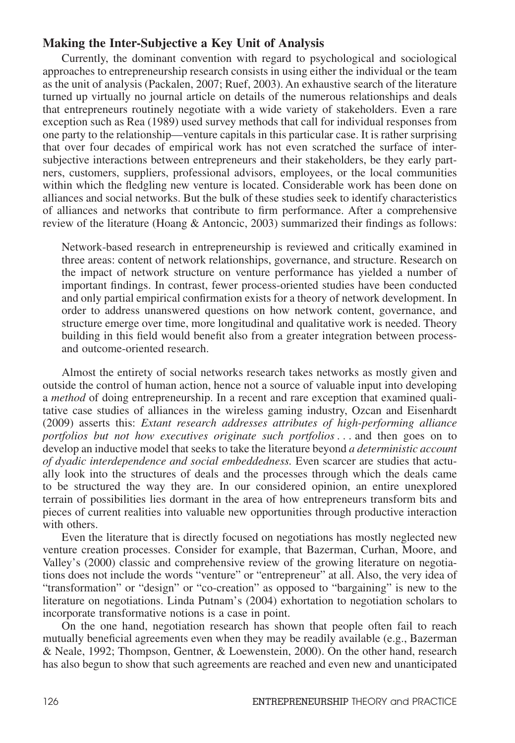## Making the Inter-Subjective a Key Unit of Analysis

Currently, the dominant convention with regard to psychological and sociological approaches to entrepreneurship research consists in using either the individual or the team as the unit of analysis (Packalen, 2007; Ruef, 2003). An exhaustive search of the literature turned up virtually no journal article on details of the numerous relationships and deals that entrepreneurs routinely negotiate with a wide variety of stakeholders. Even a rare exception such as Rea (1989) used survey methods that call for individual responses from one party to the relationship—venture capitals in this particular case. It is rather surprising that over four decades of empirical work has not even scratched the surface of inter-subjective interactions between entrepreneurs and their stakeholders, be they early partners, customers, suppliers, professional advisors, employees, or the local communities within which the fledgling new venture is located. Considerable work has been done on alliances and social networks. But the bulk of these studies seek to identify characteristics of alliances and networks that contribute to firm performance. After a comprehensive review of the literature (Hoang & Antoncic, 2003) summarized their findings as follows:

> Network-based research in entrepreneurship is reviewed and critically examined in three areas: content of network relationships, governance, and structure. Research on the impact of network structure on venture performance has yielded a number of important findings. In contrast, fewer process-oriented studies have been conducted and only partial empirical confirmation exists for a theory of network development. In order to address unanswered questions on how network content, governance, and structure emerge over time, more longitudinal and qualitative work is needed. Theory building in this field would benefit also from a greater integration between process- and outcome-oriented research.

Almost the entirety of social networks research takes networks as mostly given and outside the control of human action, hence not a source of valuable input into developing a *method* of doing entrepreneurship. In a recent and rare exception that examined qualitative case studies of alliances in the wireless gaming industry, Ozcan and Eisenhardt (2009) asserts this: *Extant research addresses attributes of high-performing alliance portfolios but not how executives originate such portfolios* . . . and then goes on to develop an inductive model that seeks to take the literature beyond *a deterministic account of dyadic interdependence and social embeddedness.* Even scarcer are studies that actually look into the structures of deals and the processes through which the deals came to be structured the way they are. In our considered opinion, an entire unexplored terrain of possibilities lies dormant in the area of how entrepreneurs transform bits and pieces of current realities into valuable new opportunities through productive interaction with others.

Even the literature that is directly focused on negotiations has mostly neglected new venture creation processes. Consider for example, that Bazerman, Curhan, Moore, and Valley's (2000) classic and comprehensive review of the growing literature on negotiations does not include the words "venture" or "entrepreneur" at all. Also, the very idea of "transformation" or "design" or "co-creation" as opposed to "bargaining" is new to the literature on negotiations. Linda Putnam's (2004) exhortation to negotiation scholars to incorporate transformative notions is a case in point.

On the one hand, negotiation research has shown that people often fail to reach mutually beneficial agreements even when they may be readily available (e.g., Bazerman & Neale, 1992; Thompson, Gentner, & Loewenstein, 2000). On the other hand, research has also begun to show that such agreements are reached and even new and unanticipated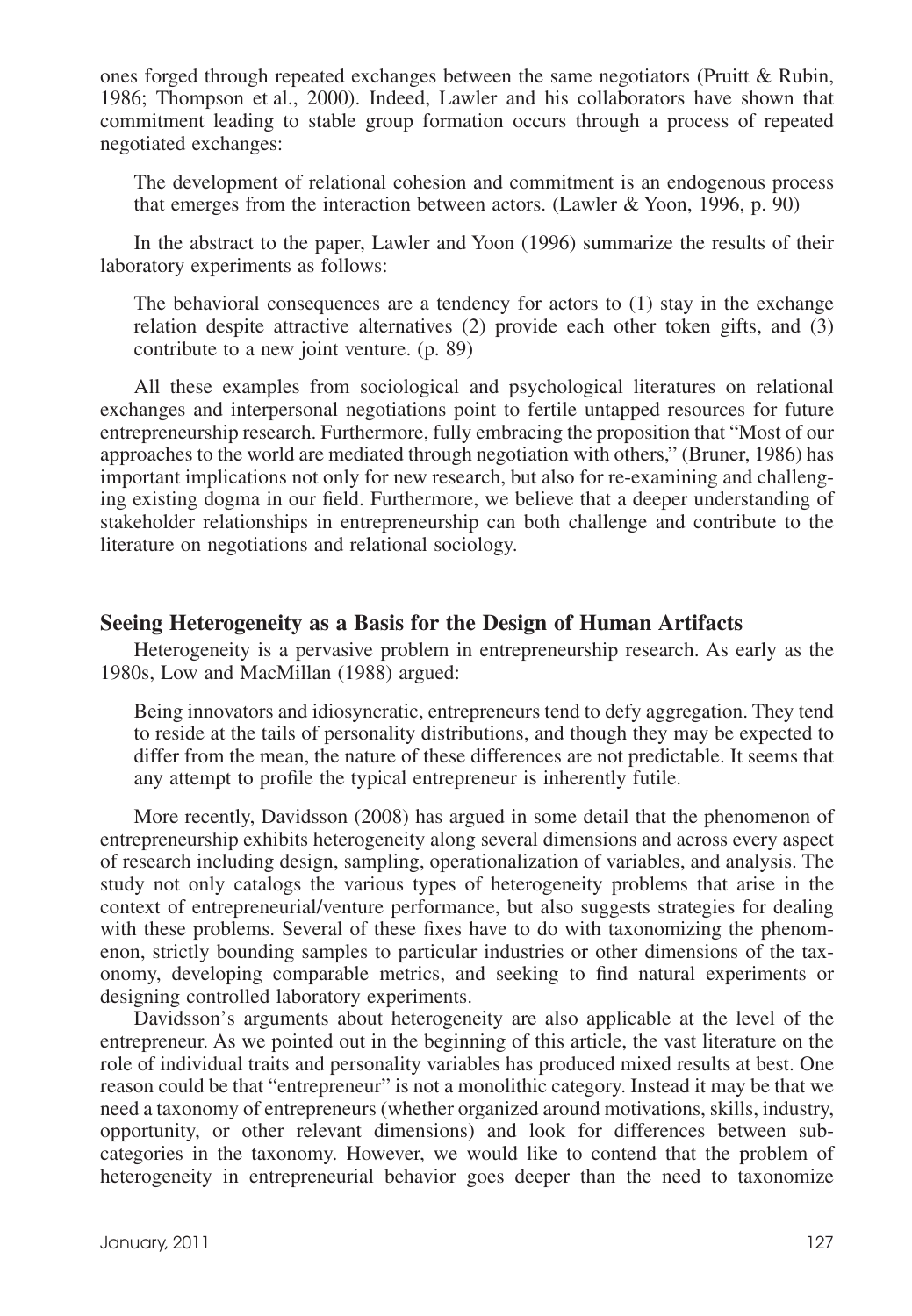ones forged through repeated exchanges between the same negotiators (Pruitt & Rubin, 1986; Thompson et al., 2000). Indeed, Lawler and his collaborators have shown that commitment leading to stable group formation occurs through a process of repeated negotiated exchanges:

> The development of relational cohesion and commitment is an endogenous process that emerges from the interaction between actors. (Lawler & Yoon, 1996, p. 90)

In the abstract to the paper, Lawler and Yoon (1996) summarize the results of their laboratory experiments as follows:

> The behavioral consequences are a tendency for actors to (1) stay in the exchange relation despite attractive alternatives (2) provide each other token gifts, and (3) contribute to a new joint venture. (p. 89)

All these examples from sociological and psychological literatures on relational exchanges and interpersonal negotiations point to fertile untapped resources for future entrepreneurship research. Furthermore, fully embracing the proposition that "Most of our approaches to the world are mediated through negotiation with others," (Bruner, 1986) has important implications not only for new research, but also for re-examining and challenging existing dogma in our field. Furthermore, we believe that a deeper understanding of stakeholder relationships in entrepreneurship can both challenge and contribute to the literature on negotiations and relational sociology.

## Seeing Heterogeneity as a Basis for the Design of Human Artifacts

Heterogeneity is a pervasive problem in entrepreneurship research. As early as the 1980s, Low and MacMillan (1988) argued:

> Being innovators and idiosyncratic, entrepreneurs tend to defy aggregation. They tend to reside at the tails of personality distributions, and though they may be expected to differ from the mean, the nature of these differences are not predictable. It seems that any attempt to profile the typical entrepreneur is inherently futile.

More recently, Davidsson (2008) has argued in some detail that the phenomenon of entrepreneurship exhibits heterogeneity along several dimensions and across every aspect of research including design, sampling, operationalization of variables, and analysis. The study not only catalogs the various types of heterogeneity problems that arise in the context of entrepreneurial/venture performance, but also suggests strategies for dealing with these problems. Several of these fixes have to do with taxonomizing the phenomenon, strictly bounding samples to particular industries or other dimensions of the taxonomy, developing comparable metrics, and seeking to find natural experiments or designing controlled laboratory experiments.

Davidsson's arguments about heterogeneity are also applicable at the level of the entrepreneur. As we pointed out in the beginning of this article, the vast literature on the role of individual traits and personality variables has produced mixed results at best. One reason could be that "entrepreneur" is not a monolithic category. Instead it may be that we need a taxonomy of entrepreneurs (whether organized around motivations, skills, industry, opportunity, or other relevant dimensions) and look for differences between subcategories in the taxonomy. However, we would like to contend that the problem of heterogeneity in entrepreneurial behavior goes deeper than the need to taxonomize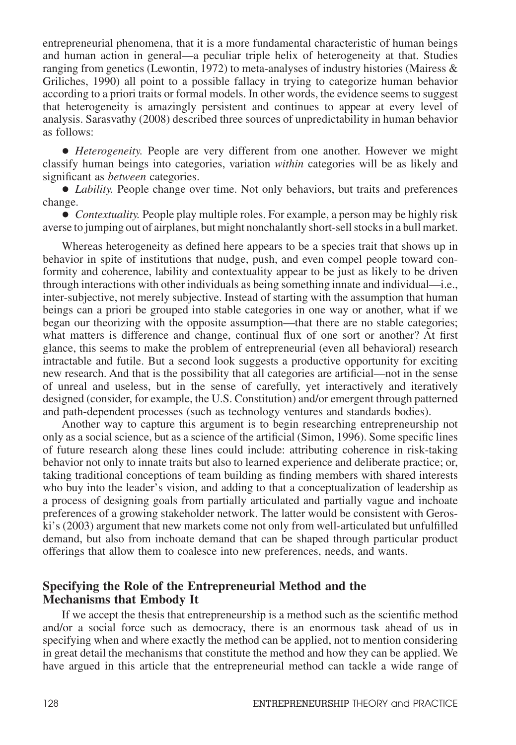entrepreneurial phenomena, that it is a more fundamental characteristic of human beings and human action in general—a peculiar triple helix of heterogeneity at that. Studies ranging from genetics (Lewontin, 1972) to meta-analyses of industry histories (Mairess & Griliches, 1990) all point to a possible fallacy in trying to categorize human behavior according to a priori traits or formal models. In other words, the evidence seems to suggest that heterogeneity is amazingly persistent and continues to appear at every level of analysis. Sarasvathy (2008) described three sources of unpredictability in human behavior as follows:

- *Heterogeneity.* People are very different from one another. However we might classify human beings into categories, variation *within* categories will be as likely and significant as *between* categories.
- *Lability.* People change over time. Not only behaviors, but traits and preferences change.
- *Contextuality.* People play multiple roles. For example, a person may be highly risk averse to jumping out of airplanes, but might nonchalantly short-sell stocks in a bull market.

Whereas heterogeneity as defined here appears to be a species trait that shows up in behavior in spite of institutions that nudge, push, and even compel people toward conformity and coherence, lability and contextuality appear to be just as likely to be driven through interactions with other individuals as being something innate and individual—i.e., inter-subjective, not merely subjective. Instead of starting with the assumption that human beings can a priori be grouped into stable categories in one way or another, what if we began our theorizing with the opposite assumption—that there are no stable categories; what matters is difference and change, continual flux of one sort or another? At first glance, this seems to make the problem of entrepreneurial (even all behavioral) research intractable and futile. But a second look suggests a productive opportunity for exciting new research. And that is the possibility that all categories are artificial—not in the sense of unreal and useless, but in the sense of carefully, yet interactively and iteratively designed (consider, for example, the U.S. Constitution) and/or emergent through patterned and path-dependent processes (such as technology ventures and standards bodies).

Another way to capture this argument is to begin researching entrepreneurship not only as a social science, but as a science of the artificial (Simon, 1996). Some specific lines of future research along these lines could include: attributing coherence in risk-taking behavior not only to innate traits but also to learned experience and deliberate practice; or, taking traditional conceptions of team building as finding members with shared interests who buy into the leader's vision, and adding to that a conceptualization of leadership as a process of designing goals from partially articulated and partially vague and inchoate preferences of a growing stakeholder network. The latter would be consistent with Geroski's (2003) argument that new markets come not only from well-articulated but unfulfilled demand, but also from inchoate demand that can be shaped through particular product offerings that allow them to coalesce into new preferences, needs, and wants.

## Specifying the Role of the Entrepreneurial Method and the Mechanisms that Embody It

If we accept the thesis that entrepreneurship is a method such as the scientific method and/or a social force such as democracy, there is an enormous task ahead of us in specifying when and where exactly the method can be applied, not to mention considering in great detail the mechanisms that constitute the method and how they can be applied. We have argued in this article that the entrepreneurial method can tackle a wide range of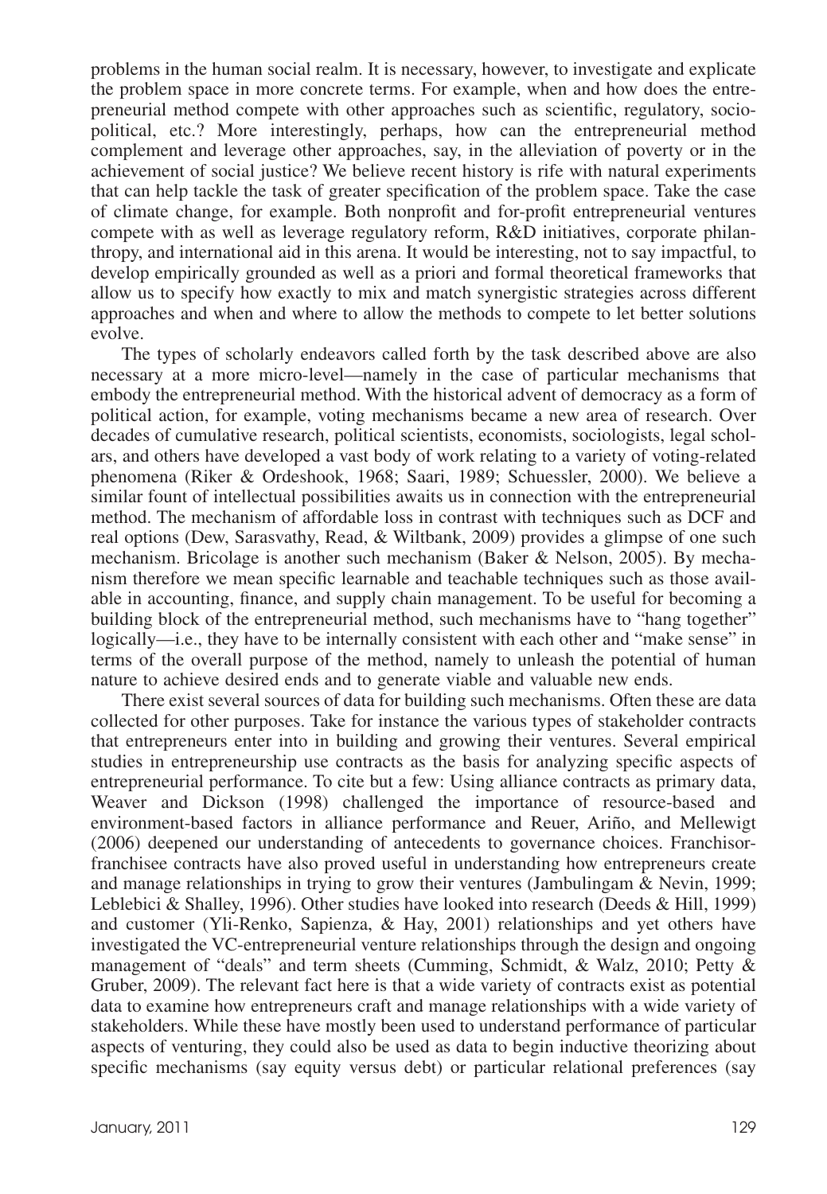problems in the human social realm. It is necessary, however, to investigate and explicate the problem space in more concrete terms. For example, when and how does the entrepreneurial method compete with other approaches such as scientific, regulatory, socio-political, etc.? More interestingly, perhaps, how can the entrepreneurial method complement and leverage other approaches, say, in the alleviation of poverty or in the achievement of social justice? We believe recent history is rife with natural experiments that can help tackle the task of greater specification of the problem space. Take the case of climate change, for example. Both nonprofit and for-profit entrepreneurial ventures compete with as well as leverage regulatory reform, R&D initiatives, corporate philanthropy, and international aid in this arena. It would be interesting, not to say impactful, to develop empirically grounded as well as a priori and formal theoretical frameworks that allow us to specify how exactly to mix and match synergistic strategies across different approaches and when and where to allow the methods to compete to let better solutions evolve.

The types of scholarly endeavors called forth by the task described above are also necessary at a more micro-level—namely in the case of particular mechanisms that embody the entrepreneurial method. With the historical advent of democracy as a form of political action, for example, voting mechanisms became a new area of research. Over decades of cumulative research, political scientists, economists, sociologists, legal scholars, and others have developed a vast body of work relating to a variety of voting-related phenomena (Riker & Ordeshook, 1968; Saari, 1989; Schuessler, 2000). We believe a similar fount of intellectual possibilities awaits us in connection with the entrepreneurial method. The mechanism of affordable loss in contrast with techniques such as DCF and real options (Dew, Sarasvathy, Read, & Wiltbank, 2009) provides a glimpse of one such mechanism. Bricolage is another such mechanism (Baker & Nelson, 2005). By mechanism therefore we mean specific learnable and teachable techniques such as those available in accounting, finance, and supply chain management. To be useful for becoming a building block of the entrepreneurial method, such mechanisms have to "hang together" logically—i.e., they have to be internally consistent with each other and "make sense" in terms of the overall purpose of the method, namely to unleash the potential of human nature to achieve desired ends and to generate viable and valuable new ends.

There exist several sources of data for building such mechanisms. Often these are data collected for other purposes. Take for instance the various types of stakeholder contracts that entrepreneurs enter into in building and growing their ventures. Several empirical studies in entrepreneurship use contracts as the basis for analyzing specific aspects of entrepreneurial performance. To cite but a few: Using alliance contracts as primary data, Weaver and Dickson (1998) challenged the importance of resource-based and environment-based factors in alliance performance and Reuer, Ariño, and Mellewigt (2006) deepened our understanding of antecedents to governance choices. Franchisor-franchisee contracts have also proved useful in understanding how entrepreneurs create and manage relationships in trying to grow their ventures (Jambulingam & Nevin, 1999; Leblebici & Shalley, 1996). Other studies have looked into research (Deeds & Hill, 1999) and customer (Yli-Renko, Sapienza, & Hay, 2001) relationships and yet others have investigated the VC-entrepreneurial venture relationships through the design and ongoing management of "deals" and term sheets (Cumming, Schmidt, & Walz, 2010; Petty & Gruber, 2009). The relevant fact here is that a wide variety of contracts exist as potential data to examine how entrepreneurs craft and manage relationships with a wide variety of stakeholders. While these have mostly been used to understand performance of particular aspects of venturing, they could also be used as data to begin inductive theorizing about specific mechanisms (say equity versus debt) or particular relational preferences (say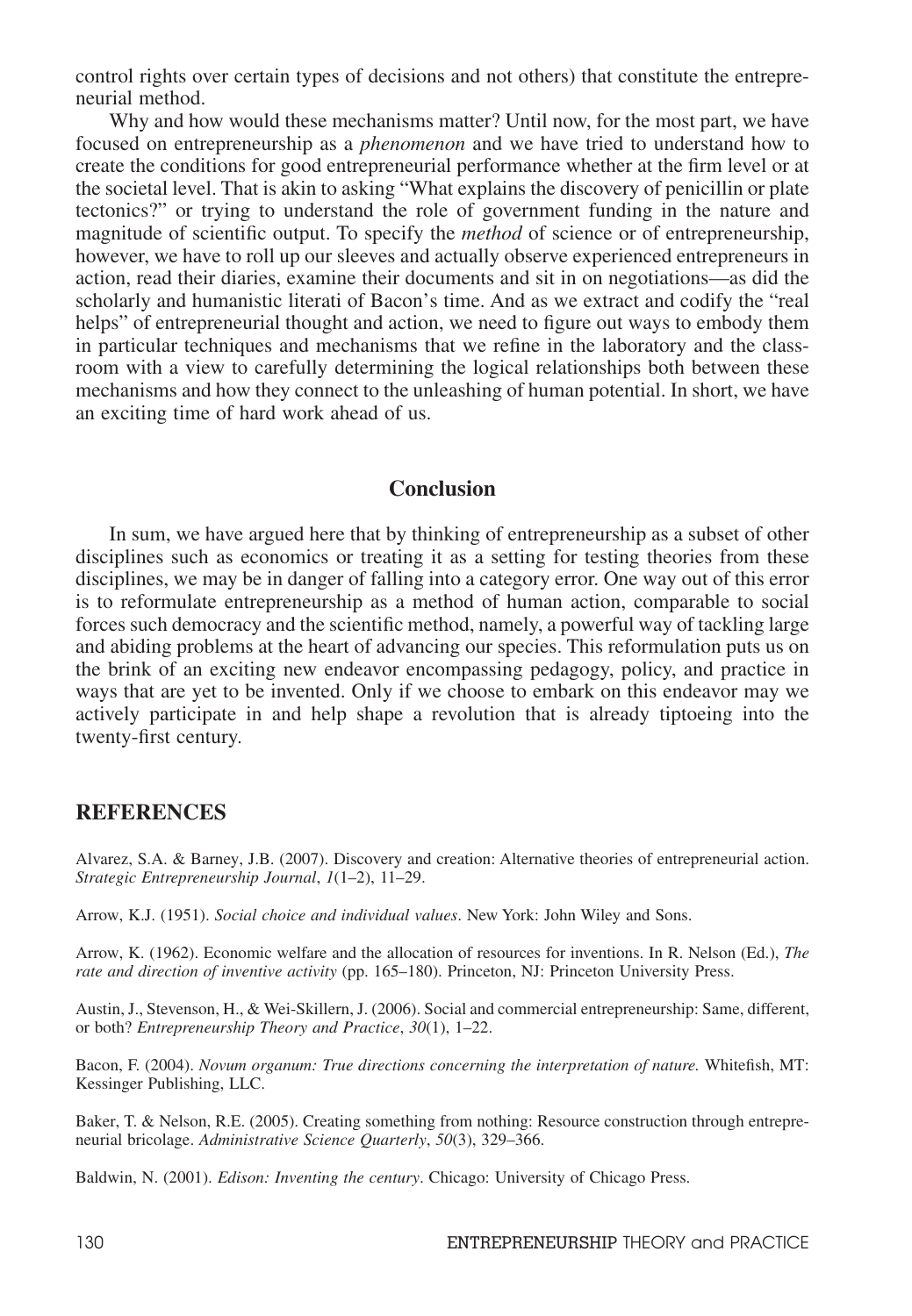control rights over certain types of decisions and not others) that constitute the entrepreneurial method.

Why and how would these mechanisms matter? Until now, for the most part, we have focused on entrepreneurship as a *phenomenon* and we have tried to understand how to create the conditions for good entrepreneurial performance whether at the firm level or at the societal level. That is akin to asking "What explains the discovery of penicillin or plate tectonics?" or trying to understand the role of government funding in the nature and magnitude of scientific output. To specify the *method* of science or of entrepreneurship, however, we have to roll up our sleeves and actually observe experienced entrepreneurs in action, read their diaries, examine their documents and sit in on negotiations—as did the scholarly and humanistic literati of Bacon's time. And as we extract and codify the "real helps" of entrepreneurial thought and action, we need to figure out ways to embody them in particular techniques and mechanisms that we refine in the laboratory and the classroom with a view to carefully determining the logical relationships both between these mechanisms and how they connect to the unleashing of human potential. In short, we have an exciting time of hard work ahead of us.

## Conclusion

In sum, we have argued here that by thinking of entrepreneurship as a subset of other disciplines such as economics or treating it as a setting for testing theories from these disciplines, we may be in danger of falling into a category error. One way out of this error is to reformulate entrepreneurship as a method of human action, comparable to social forces such democracy and the scientific method, namely, a powerful way of tackling large and abiding problems at the heart of advancing our species. This reformulation puts us on the brink of an exciting new endeavor encompassing pedagogy, policy, and practice in ways that are yet to be invented. Only if we choose to embark on this endeavor may we actively participate in and help shape a revolution that is already tiptoeing into the twenty-first century.

## REFERENCES

Alvarez, S.A. & Barney, J.B. (2007). Discovery and creation: Alternative theories of entrepreneurial action. *Strategic Entrepreneurship Journal*, *1*(1–2), 11–29.

Arrow, K.J. (1951). *Social choice and individual values*. New York: John Wiley and Sons.

Arrow, K. (1962). Economic welfare and the allocation of resources for inventions. In R. Nelson (Ed.), *The rate and direction of inventive activity* (pp. 165–180). Princeton, NJ: Princeton University Press.

Austin, J., Stevenson, H., & Wei-Skillern, J. (2006). Social and commercial entrepreneurship: Same, different, or both? *Entrepreneurship Theory and Practice*, *30*(1), 1–22.

Bacon, F. (2004). *Novum organum: True directions concerning the interpretation of nature.* Whitefish, MT: Kessinger Publishing, LLC.

Baker, T. & Nelson, R.E. (2005). Creating something from nothing: Resource construction through entrepreneurial bricolage. *Administrative Science Quarterly*, *50*(3), 329–366.

Baldwin, N. (2001). *Edison: Inventing the century*. Chicago: University of Chicago Press.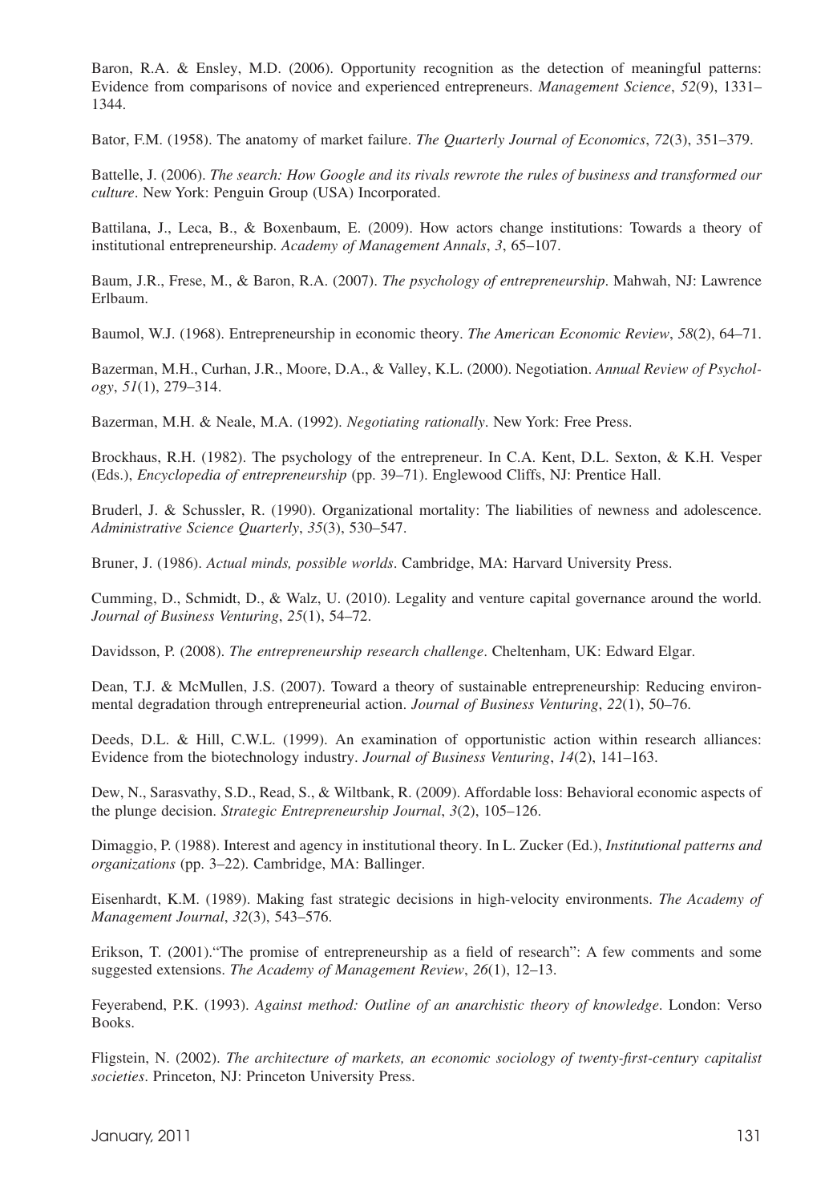Baron, R.A. & Ensley, M.D. (2006). Opportunity recognition as the detection of meaningful patterns: Evidence from comparisons of novice and experienced entrepreneurs. *Management Science*, *52*(9), 1331–1344.

Bator, F.M. (1958). The anatomy of market failure. *The Quarterly Journal of Economics*, *72*(3), 351–379.

Battelle, J. (2006). *The search: How Google and its rivals rewrote the rules of business and transformed our culture*. New York: Penguin Group (USA) Incorporated.

Battilana, J., Leca, B., & Boxenbaum, E. (2009). How actors change institutions: Towards a theory of institutional entrepreneurship. *Academy of Management Annals*, *3*, 65–107.

Baum, J.R., Frese, M., & Baron, R.A. (2007). *The psychology of entrepreneurship*. Mahwah, NJ: Lawrence Erlbaum.

Baumol, W.J. (1968). Entrepreneurship in economic theory. *The American Economic Review*, *58*(2), 64–71.

Bazerman, M.H., Curhan, J.R., Moore, D.A., & Valley, K.L. (2000). Negotiation. *Annual Review of Psychology*, *51*(1), 279–314.

Bazerman, M.H. & Neale, M.A. (1992). *Negotiating rationally*. New York: Free Press.

Brockhaus, R.H. (1982). The psychology of the entrepreneur. In C.A. Kent, D.L. Sexton, & K.H. Vesper (Eds.), *Encyclopedia of entrepreneurship* (pp. 39–71). Englewood Cliffs, NJ: Prentice Hall.

Bruderl, J. & Schussler, R. (1990). Organizational mortality: The liabilities of newness and adolescence. *Administrative Science Quarterly*, *35*(3), 530–547.

Bruner, J. (1986). *Actual minds, possible worlds*. Cambridge, MA: Harvard University Press.

Cumming, D., Schmidt, D., & Walz, U. (2010). Legality and venture capital governance around the world. *Journal of Business Venturing*, *25*(1), 54–72.

Davidsson, P. (2008). *The entrepreneurship research challenge*. Cheltenham, UK: Edward Elgar.

Dean, T.J. & McMullen, J.S. (2007). Toward a theory of sustainable entrepreneurship: Reducing environmental degradation through entrepreneurial action. *Journal of Business Venturing*, *22*(1), 50–76.

Deeds, D.L. & Hill, C.W.L. (1999). An examination of opportunistic action within research alliances: Evidence from the biotechnology industry. *Journal of Business Venturing*, *14*(2), 141–163.

Dew, N., Sarasvathy, S.D., Read, S., & Wiltbank, R. (2009). Affordable loss: Behavioral economic aspects of the plunge decision. *Strategic Entrepreneurship Journal*, *3*(2), 105–126.

Dimaggio, P. (1988). Interest and agency in institutional theory. In L. Zucker (Ed.), *Institutional patterns and organizations* (pp. 3–22). Cambridge, MA: Ballinger.

Eisenhardt, K.M. (1989). Making fast strategic decisions in high-velocity environments. *The Academy of Management Journal*, *32*(3), 543–576.

Erikson, T. (2001)."The promise of entrepreneurship as a field of research": A few comments and some suggested extensions. *The Academy of Management Review*, *26*(1), 12–13.

Feyerabend, P.K. (1993). *Against method: Outline of an anarchistic theory of knowledge*. London: Verso Books.

Fligstein, N. (2002). *The architecture of markets, an economic sociology of twenty-first-century capitalist societies*. Princeton, NJ: Princeton University Press.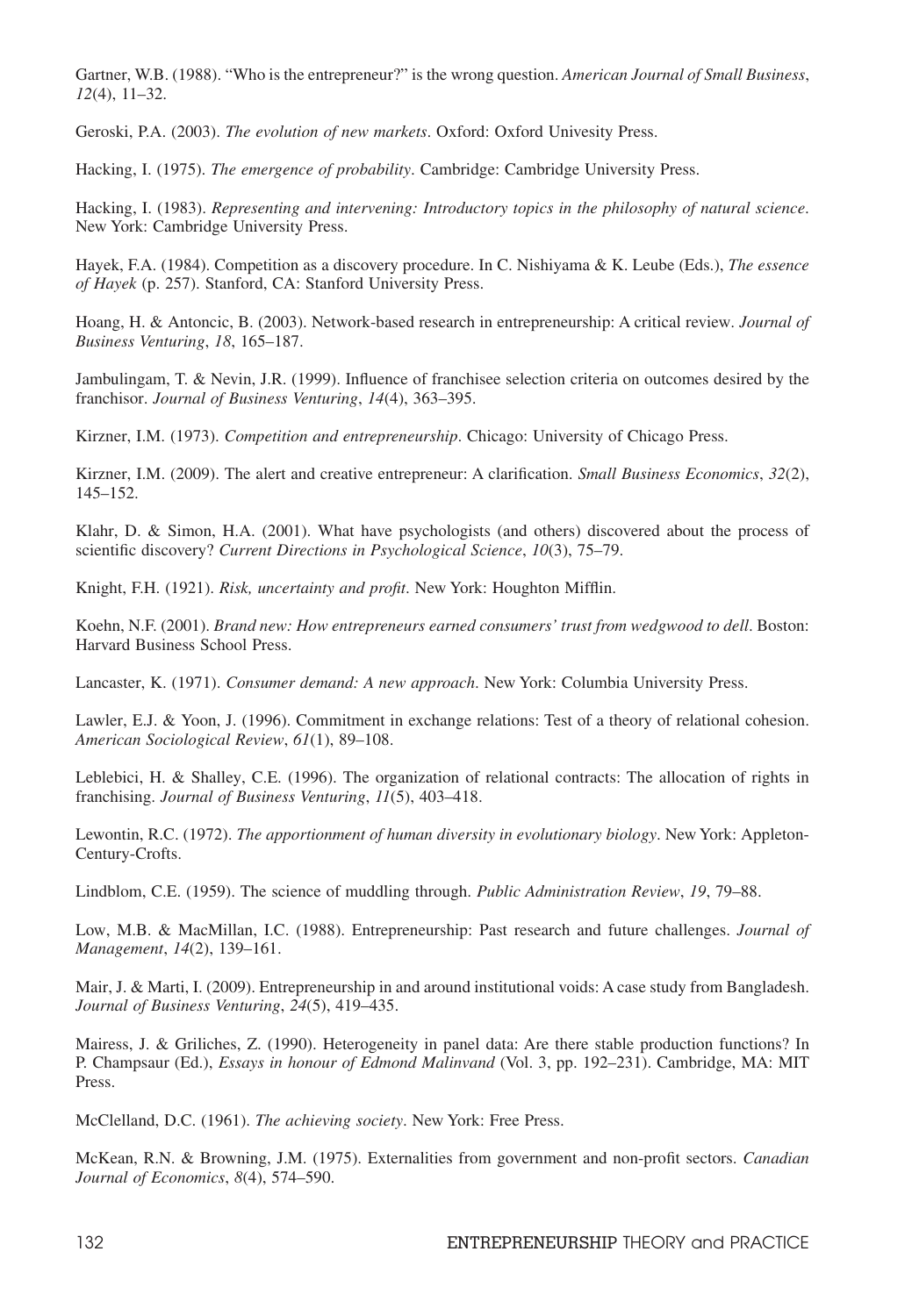Gartner, W.B. (1988). "Who is the entrepreneur?" is the wrong question. *American Journal of Small Business*, *12*(4), 11–32.

Geroski, P.A. (2003). *The evolution of new markets*. Oxford: Oxford Univesity Press.

Hacking, I. (1975). *The emergence of probability*. Cambridge: Cambridge University Press.

Hacking, I. (1983). *Representing and intervening: Introductory topics in the philosophy of natural science*. New York: Cambridge University Press.

Hayek, F.A. (1984). Competition as a discovery procedure. In C. Nishiyama & K. Leube (Eds.), *The essence of Hayek* (p. 257). Stanford, CA: Stanford University Press.

Hoang, H. & Antoncic, B. (2003). Network-based research in entrepreneurship: A critical review. *Journal of Business Venturing*, *18*, 165–187.

Jambulingam, T. & Nevin, J.R. (1999). Influence of franchisee selection criteria on outcomes desired by the franchisor. *Journal of Business Venturing*, *14*(4), 363–395.

Kirzner, I.M. (1973). *Competition and entrepreneurship*. Chicago: University of Chicago Press.

Kirzner, I.M. (2009). The alert and creative entrepreneur: A clarification. *Small Business Economics*, *32*(2), 145–152.

Klahr, D. & Simon, H.A. (2001). What have psychologists (and others) discovered about the process of scientific discovery? *Current Directions in Psychological Science*, *10*(3), 75–79.

Knight, F.H. (1921). *Risk, uncertainty and profit*. New York: Houghton Mifflin.

Koehn, N.F. (2001). *Brand new: How entrepreneurs earned consumers' trust from wedgwood to dell*. Boston: Harvard Business School Press.

Lancaster, K. (1971). *Consumer demand: A new approach*. New York: Columbia University Press.

Lawler, E.J. & Yoon, J. (1996). Commitment in exchange relations: Test of a theory of relational cohesion. *American Sociological Review*, *61*(1), 89–108.

Leblebici, H. & Shalley, C.E. (1996). The organization of relational contracts: The allocation of rights in franchising. *Journal of Business Venturing*, *11*(5), 403–418.

Lewontin, R.C. (1972). *The apportionment of human diversity in evolutionary biology*. New York: Appleton-Century-Crofts.

Lindblom, C.E. (1959). The science of muddling through. *Public Administration Review*, *19*, 79–88.

Low, M.B. & MacMillan, I.C. (1988). Entrepreneurship: Past research and future challenges. *Journal of Management*, *14*(2), 139–161.

Mair, J. & Marti, I. (2009). Entrepreneurship in and around institutional voids: A case study from Bangladesh. *Journal of Business Venturing*, *24*(5), 419–435.

Mairess, J. & Griliches, Z. (1990). Heterogeneity in panel data: Are there stable production functions? In P. Champsaur (Ed.), *Essays in honour of Edmond Malinvand* (Vol. 3, pp. 192–231). Cambridge, MA: MIT Press.

McClelland, D.C. (1961). *The achieving society*. New York: Free Press.

McKean, R.N. & Browning, J.M. (1975). Externalities from government and non-profit sectors. *Canadian Journal of Economics*, *8*(4), 574–590.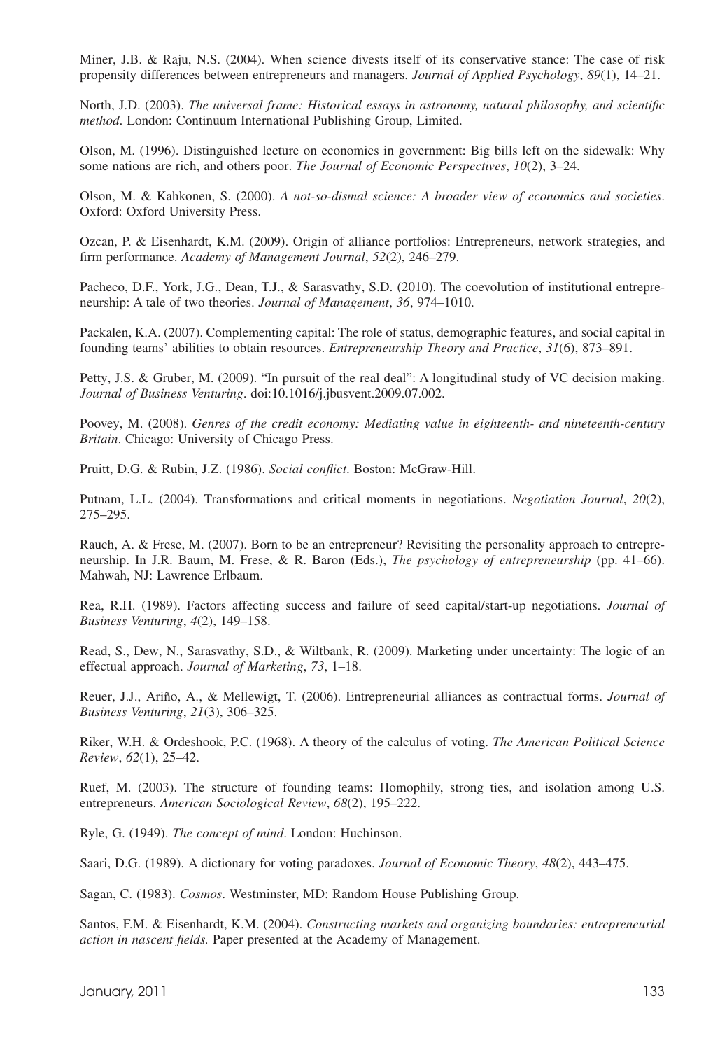Miner, J.B. & Raju, N.S. (2004). When science divests itself of its conservative stance: The case of risk propensity differences between entrepreneurs and managers. *Journal of Applied Psychology*, *89*(1), 14–21.

North, J.D. (2003). *The universal frame: Historical essays in astronomy, natural philosophy, and scientific method*. London: Continuum International Publishing Group, Limited.

Olson, M. (1996). Distinguished lecture on economics in government: Big bills left on the sidewalk: Why some nations are rich, and others poor. *The Journal of Economic Perspectives*, *10*(2), 3–24.

Olson, M. & Kahkonen, S. (2000). *A not-so-dismal science: A broader view of economics and societies*. Oxford: Oxford University Press.

Ozcan, P. & Eisenhardt, K.M. (2009). Origin of alliance portfolios: Entrepreneurs, network strategies, and firm performance. *Academy of Management Journal*, *52*(2), 246–279.

Pacheco, D.F., York, J.G., Dean, T.J., & Sarasvathy, S.D. (2010). The coevolution of institutional entrepreneurship: A tale of two theories. *Journal of Management*, *36*, 974–1010.

Packalen, K.A. (2007). Complementing capital: The role of status, demographic features, and social capital in founding teams' abilities to obtain resources. *Entrepreneurship Theory and Practice*, *31*(6), 873–891.

Petty, J.S. & Gruber, M. (2009). "In pursuit of the real deal": A longitudinal study of VC decision making. *Journal of Business Venturing*. doi:10.1016/j.jbusvent.2009.07.002.

Poovey, M. (2008). *Genres of the credit economy: Mediating value in eighteenth- and nineteenth-century Britain*. Chicago: University of Chicago Press.

Pruitt, D.G. & Rubin, J.Z. (1986). *Social conflict*. Boston: McGraw-Hill.

Putnam, L.L. (2004). Transformations and critical moments in negotiations. *Negotiation Journal*, *20*(2), 275–295.

Rauch, A. & Frese, M. (2007). Born to be an entrepreneur? Revisiting the personality approach to entrepreneurship. In J.R. Baum, M. Frese, & R. Baron (Eds.), *The psychology of entrepreneurship* (pp. 41–66). Mahwah, NJ: Lawrence Erlbaum.

Rea, R.H. (1989). Factors affecting success and failure of seed capital/start-up negotiations. *Journal of Business Venturing*, *4*(2), 149–158.

Read, S., Dew, N., Sarasvathy, S.D., & Wiltbank, R. (2009). Marketing under uncertainty: The logic of an effectual approach. *Journal of Marketing*, *73*, 1–18.

Reuer, J.J., Ariño, A., & Mellewigt, T. (2006). Entrepreneurial alliances as contractual forms. *Journal of Business Venturing*, *21*(3), 306–325.

Riker, W.H. & Ordeshook, P.C. (1968). A theory of the calculus of voting. *The American Political Science Review*, *62*(1), 25–42.

Ruef, M. (2003). The structure of founding teams: Homophily, strong ties, and isolation among U.S. entrepreneurs. *American Sociological Review*, *68*(2), 195–222.

Ryle, G. (1949). *The concept of mind*. London: Huchinson.

Saari, D.G. (1989). A dictionary for voting paradoxes. *Journal of Economic Theory*, *48*(2), 443–475.

Sagan, C. (1983). *Cosmos*. Westminster, MD: Random House Publishing Group.

Santos, F.M. & Eisenhardt, K.M. (2004). *Constructing markets and organizing boundaries: entrepreneurial action in nascent fields.* Paper presented at the Academy of Management.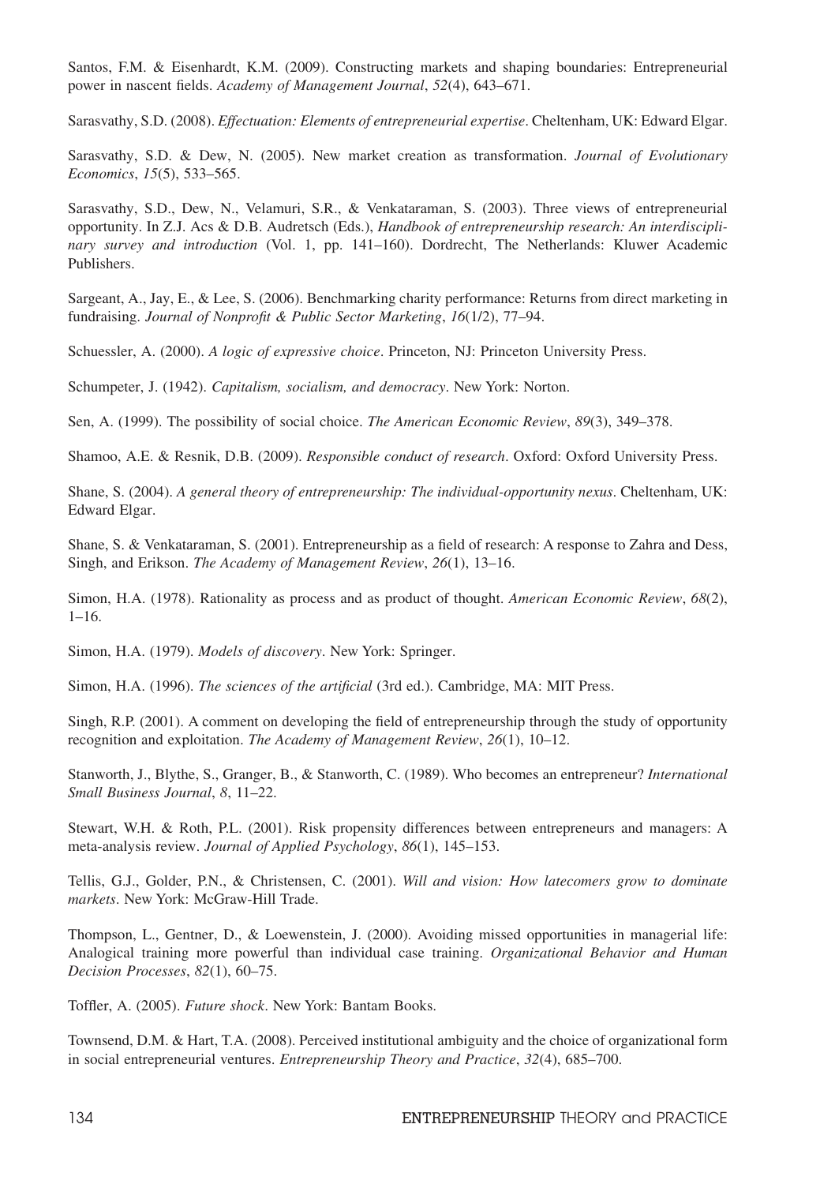Santos, F.M. & Eisenhardt, K.M. (2009). Constructing markets and shaping boundaries: Entrepreneurial power in nascent fields. *Academy of Management Journal*, *52*(4), 643–671.

Sarasvathy, S.D. (2008). *Effectuation: Elements of entrepreneurial expertise*. Cheltenham, UK: Edward Elgar.

Sarasvathy, S.D. & Dew, N. (2005). New market creation as transformation. *Journal of Evolutionary Economics*, *15*(5), 533–565.

Sarasvathy, S.D., Dew, N., Velamuri, S.R., & Venkataraman, S. (2003). Three views of entrepreneurial opportunity. In Z.J. Acs & D.B. Audretsch (Eds.), *Handbook of entrepreneurship research: An interdisciplinary survey and introduction* (Vol. 1, pp. 141–160). Dordrecht, The Netherlands: Kluwer Academic Publishers.

Sargeant, A., Jay, E., & Lee, S. (2006). Benchmarking charity performance: Returns from direct marketing in fundraising. *Journal of Nonprofit & Public Sector Marketing*, *16*(1/2), 77–94.

Schuessler, A. (2000). *A logic of expressive choice*. Princeton, NJ: Princeton University Press.

Schumpeter, J. (1942). *Capitalism, socialism, and democracy*. New York: Norton.

Sen, A. (1999). The possibility of social choice. *The American Economic Review*, *89*(3), 349–378.

Shamoo, A.E. & Resnik, D.B. (2009). *Responsible conduct of research*. Oxford: Oxford University Press.

Shane, S. (2004). *A general theory of entrepreneurship: The individual-opportunity nexus*. Cheltenham, UK: Edward Elgar.

Shane, S. & Venkataraman, S. (2001). Entrepreneurship as a field of research: A response to Zahra and Dess, Singh, and Erikson. *The Academy of Management Review*, *26*(1), 13–16.

Simon, H.A. (1978). Rationality as process and as product of thought. *American Economic Review*, *68*(2), 1–16.

Simon, H.A. (1979). *Models of discovery*. New York: Springer.

Simon, H.A. (1996). *The sciences of the artificial* (3rd ed.). Cambridge, MA: MIT Press.

Singh, R.P. (2001). A comment on developing the field of entrepreneurship through the study of opportunity recognition and exploitation. *The Academy of Management Review*, *26*(1), 10–12.

Stanworth, J., Blythe, S., Granger, B., & Stanworth, C. (1989). Who becomes an entrepreneur? *International Small Business Journal*, *8*, 11–22.

Stewart, W.H. & Roth, P.L. (2001). Risk propensity differences between entrepreneurs and managers: A meta-analysis review. *Journal of Applied Psychology*, *86*(1), 145–153.

Tellis, G.J., Golder, P.N., & Christensen, C. (2001). *Will and vision: How latecomers grow to dominate markets*. New York: McGraw-Hill Trade.

Thompson, L., Gentner, D., & Loewenstein, J. (2000). Avoiding missed opportunities in managerial life: Analogical training more powerful than individual case training. *Organizational Behavior and Human Decision Processes*, *82*(1), 60–75.

Toffler, A. (2005). *Future shock*. New York: Bantam Books.

Townsend, D.M. & Hart, T.A. (2008). Perceived institutional ambiguity and the choice of organizational form in social entrepreneurial ventures. *Entrepreneurship Theory and Practice*, *32*(4), 685–700.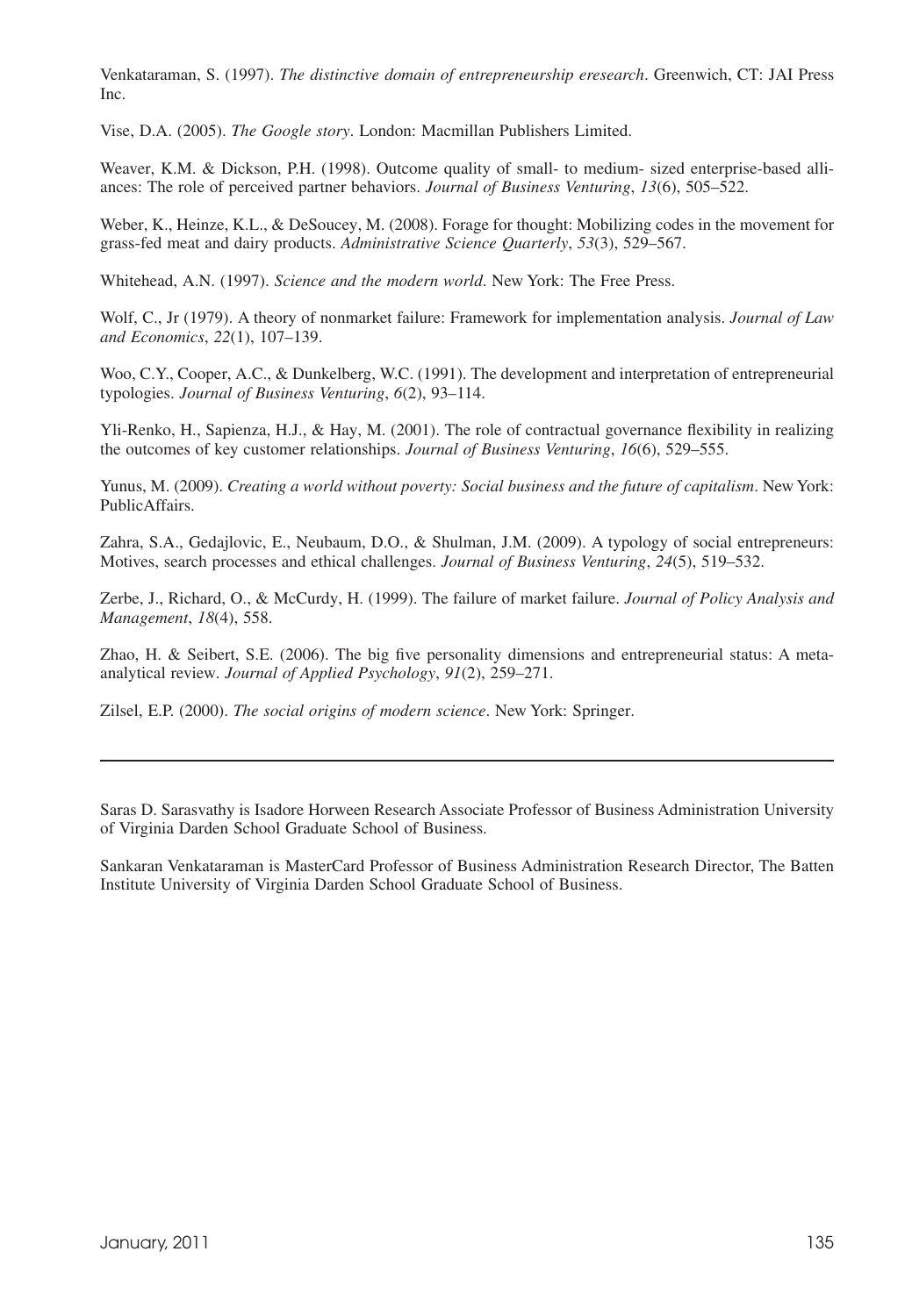Venkataraman, S. (1997). *The distinctive domain of entrepreneurship eresearch*. Greenwich, CT: JAI Press Inc.

Vise, D.A. (2005). *The Google story*. London: Macmillan Publishers Limited.

Weaver, K.M. & Dickson, P.H. (1998). Outcome quality of small- to medium- sized enterprise-based alliances: The role of perceived partner behaviors. *Journal of Business Venturing*, *13*(6), 505–522.

Weber, K., Heinze, K.L., & DeSoucey, M. (2008). Forage for thought: Mobilizing codes in the movement for grass-fed meat and dairy products. *Administrative Science Quarterly*, *53*(3), 529–567.

Whitehead, A.N. (1997). *Science and the modern world*. New York: The Free Press.

Wolf, C., Jr (1979). A theory of nonmarket failure: Framework for implementation analysis. *Journal of Law and Economics*, *22*(1), 107–139.

Woo, C.Y., Cooper, A.C., & Dunkelberg, W.C. (1991). The development and interpretation of entrepreneurial typologies. *Journal of Business Venturing*, *6*(2), 93–114.

Yli-Renko, H., Sapienza, H.J., & Hay, M. (2001). The role of contractual governance flexibility in realizing the outcomes of key customer relationships. *Journal of Business Venturing*, *16*(6), 529–555.

Yunus, M. (2009). *Creating a world without poverty: Social business and the future of capitalism*. New York: PublicAffairs.

Zahra, S.A., Gedajlovic, E., Neubaum, D.O., & Shulman, J.M. (2009). A typology of social entrepreneurs: Motives, search processes and ethical challenges. *Journal of Business Venturing*, *24*(5), 519–532.

Zerbe, J., Richard, O., & McCurdy, H. (1999). The failure of market failure. *Journal of Policy Analysis and Management*, *18*(4), 558.

Zhao, H. & Seibert, S.E. (2006). The big five personality dimensions and entrepreneurial status: A meta-analytical review. *Journal of Applied Psychology*, *91*(2), 259–271.

Zilsel, E.P. (2000). *The social origins of modern science*. New York: Springer.

---

Saras D. Sarasvathy is Isadore Horween Research Associate Professor of Business Administration University of Virginia Darden School Graduate School of Business.

Sankaran Venkataraman is MasterCard Professor of Business Administration Research Director, The Batten Institute University of Virginia Darden School Graduate School of Business.